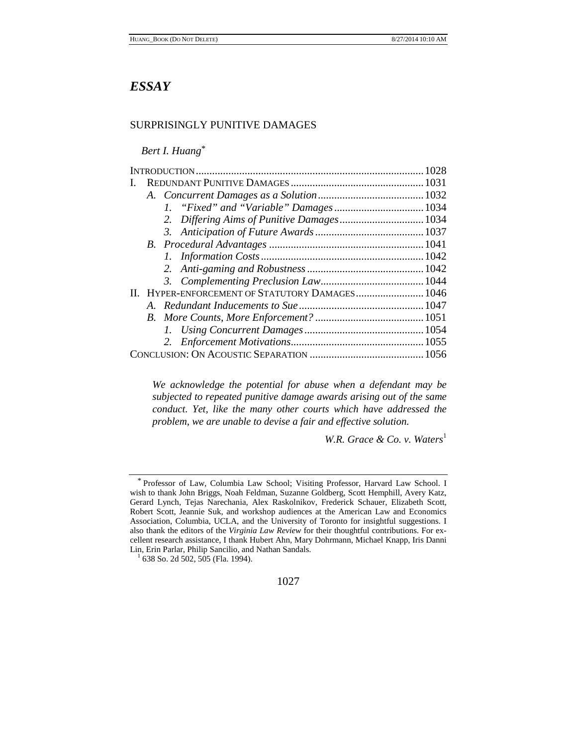# *ESSAY*

## SURPRISINGLY PUNITIVE DAMAGES

*Bert I. Huang*[*]

INTRODUCTION .......... 1028

I. REDUNDANT PUNITIVE DAMAGES .......... 1031

- *A. Concurrent Damages as a Solution* .......... 1032
  - *1. "Fixed" and "Variable" Damages* .......... 1034
  - *2. Differing Aims of Punitive Damages* .......... 1034
  - *3. Anticipation of Future Awards* .......... 1037
- *B. Procedural Advantages* .......... 1041
  - *1. Information Costs* .......... 1042
  - *2. Anti-gaming and Robustness* .......... 1042
  - *3. Complementing Preclusion Law* .......... 1044

II. HYPER-ENFORCEMENT OF STATUTORY DAMAGES .......... 1046

- *A. Redundant Inducements to Sue* .......... 1047
- *B. More Counts, More Enforcement?* .......... 1051
  - *1. Using Concurrent Damages* .......... 1054
  - *2. Enforcement Motivations* .......... 1055

CONCLUSION: ON ACOUSTIC SEPARATION .......... 1056

> *We acknowledge the potential for abuse when a defendant may be subjected to repeated punitive damage awards arising out of the same conduct. Yet, like the many other courts which have addressed the problem, we are unable to devise a fair and effective solution.*
>
> *W.R. Grace & Co. v. Waters*[1]

---

[*] Professor of Law, Columbia Law School; Visiting Professor, Harvard Law School. I wish to thank John Briggs, Noah Feldman, Suzanne Goldberg, Scott Hemphill, Avery Katz, Gerard Lynch, Tejas Narechania, Alex Raskolnikov, Frederick Schauer, Elizabeth Scott, Robert Scott, Jeannie Suk, and workshop audiences at the American Law and Economics Association, Columbia, UCLA, and the University of Toronto for insightful suggestions. I also thank the editors of the *Virginia Law Review* for their thoughtful contributions. For excellent research assistance, I thank Hubert Ahn, Mary Dohrmann, Michael Knapp, Iris Danni Lin, Erin Parlar, Philip Sancilio, and Nathan Sandals.

[1] 638 So. 2d 502, 505 (Fla. 1994).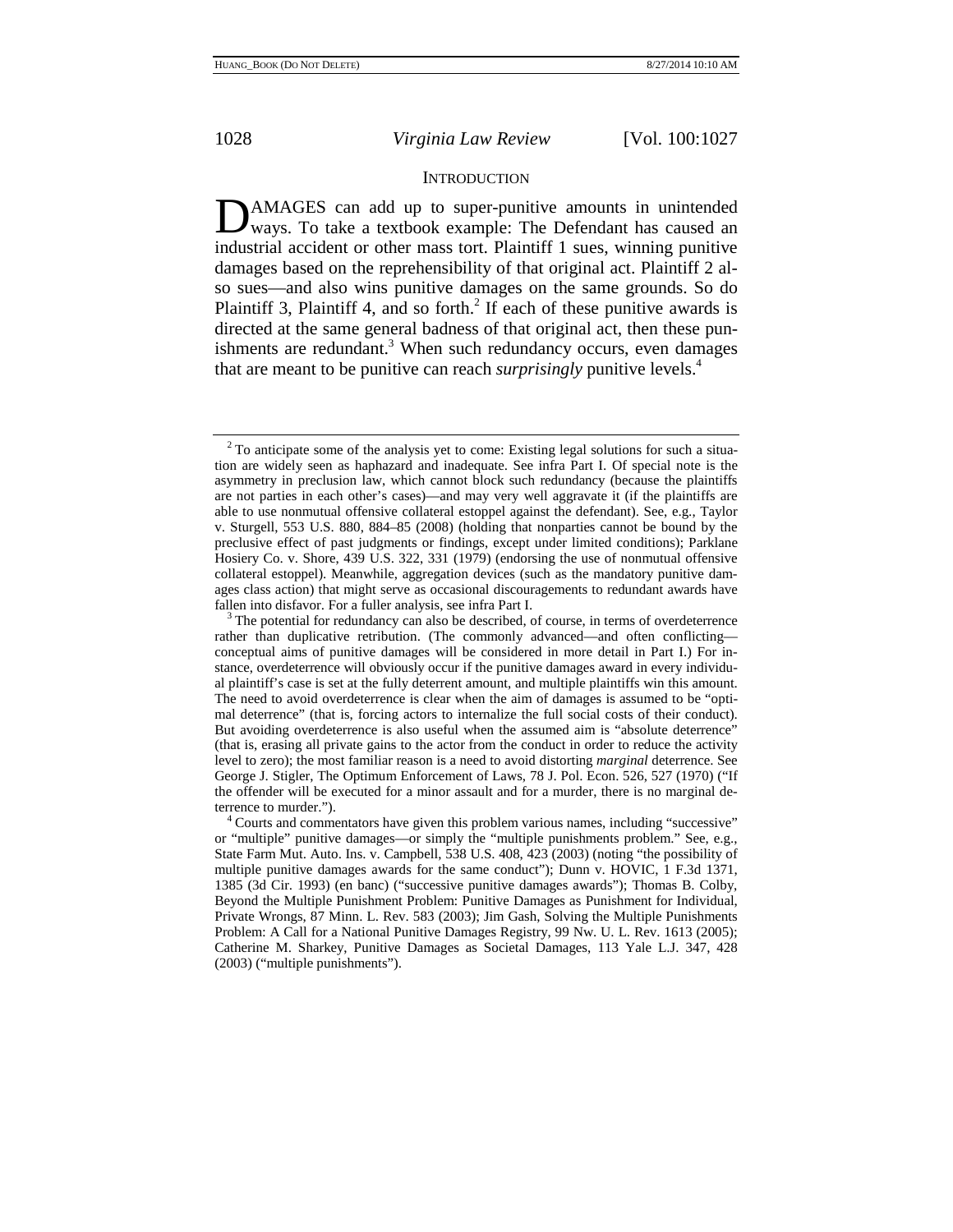## INTRODUCTION

DAMAGES can add up to super-punitive amounts in unintended ways. To take a textbook example: The Defendant has caused an industrial accident or other mass tort. Plaintiff 1 sues, winning punitive damages based on the reprehensibility of that original act. Plaintiff 2 also sues—and also wins punitive damages on the same grounds. So do Plaintiff 3, Plaintiff 4, and so forth.[2] If each of these punitive awards is directed at the same general badness of that original act, then these punishments are redundant.[3] When such redundancy occurs, even damages that are meant to be punitive can reach *surprisingly* punitive levels.[4]

---

[2] To anticipate some of the analysis yet to come: Existing legal solutions for such a situation are widely seen as haphazard and inadequate. See infra Part I. Of special note is the asymmetry in preclusion law, which cannot block such redundancy (because the plaintiffs are not parties in each other's cases)—and may very well aggravate it (if the plaintiffs are able to use nonmutual offensive collateral estoppel against the defendant). See, e.g., Taylor v. Sturgell, 553 U.S. 880, 884–85 (2008) (holding that nonparties cannot be bound by the preclusive effect of past judgments or findings, except under limited conditions); Parklane Hosiery Co. v. Shore, 439 U.S. 322, 331 (1979) (endorsing the use of nonmutual offensive collateral estoppel). Meanwhile, aggregation devices (such as the mandatory punitive damages class action) that might serve as occasional discouragements to redundant awards have fallen into disfavor. For a fuller analysis, see infra Part I.

[3] The potential for redundancy can also be described, of course, in terms of overdeterrence rather than duplicative retribution. (The commonly advanced—and often conflicting—conceptual aims of punitive damages will be considered in more detail in Part I.) For instance, overdeterrence will obviously occur if the punitive damages award in every individual plaintiff's case is set at the fully deterrent amount, and multiple plaintiffs win this amount. The need to avoid overdeterrence is clear when the aim of damages is assumed to be "optimal deterrence" (that is, forcing actors to internalize the full social costs of their conduct). But avoiding overdeterrence is also useful when the assumed aim is "absolute deterrence" (that is, erasing all private gains to the actor from the conduct in order to reduce the activity level to zero); the most familiar reason is a need to avoid distorting *marginal* deterrence. See George J. Stigler, The Optimum Enforcement of Laws, 78 J. Pol. Econ. 526, 527 (1970) ("If the offender will be executed for a minor assault and for a murder, there is no marginal deterrence to murder.").

[4] Courts and commentators have given this problem various names, including "successive" or "multiple" punitive damages—or simply the "multiple punishments problem." See, e.g., State Farm Mut. Auto. Ins. v. Campbell, 538 U.S. 408, 423 (2003) (noting "the possibility of multiple punitive damages awards for the same conduct"); Dunn v. HOVIC, 1 F.3d 1371, 1385 (3d Cir. 1993) (en banc) ("successive punitive damages awards"); Thomas B. Colby, Beyond the Multiple Punishment Problem: Punitive Damages as Punishment for Individual, Private Wrongs, 87 Minn. L. Rev. 583 (2003); Jim Gash, Solving the Multiple Punishments Problem: A Call for a National Punitive Damages Registry, 99 Nw. U. L. Rev. 1613 (2005); Catherine M. Sharkey, Punitive Damages as Societal Damages, 113 Yale L.J. 347, 428 (2003) ("multiple punishments").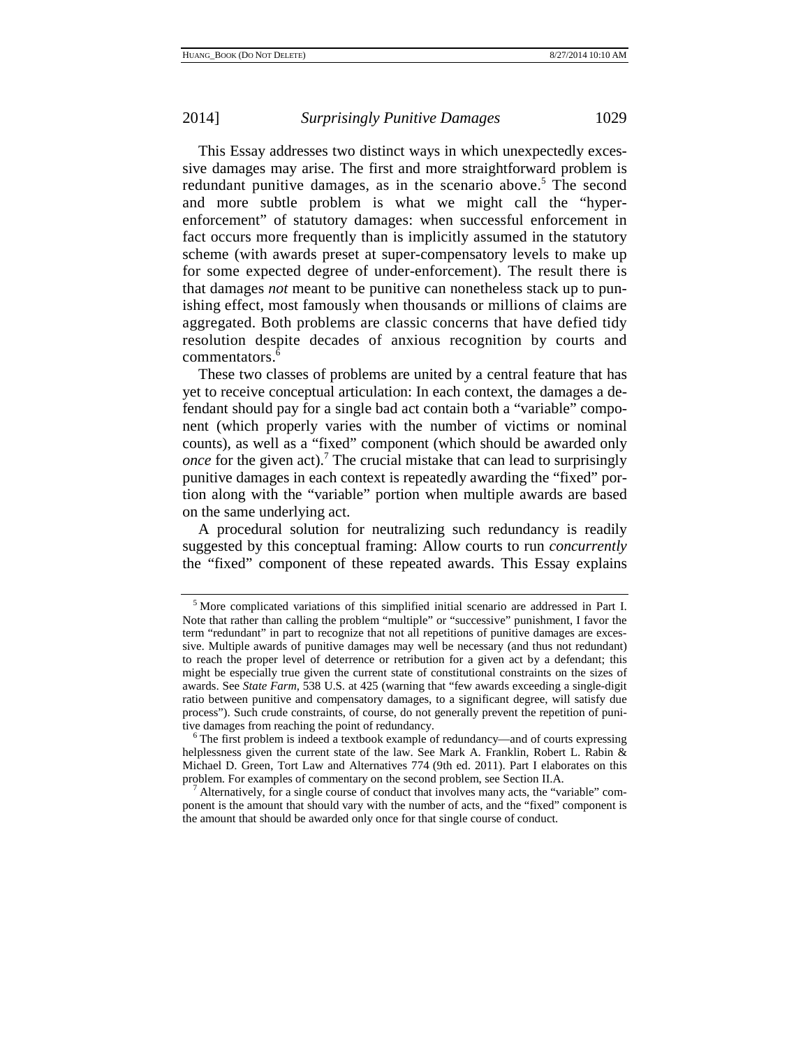This Essay addresses two distinct ways in which unexpectedly excessive damages may arise. The first and more straightforward problem is redundant punitive damages, as in the scenario above.[5] The second and more subtle problem is what we might call the "hyper-enforcement" of statutory damages: when successful enforcement in fact occurs more frequently than is implicitly assumed in the statutory scheme (with awards preset at super-compensatory levels to make up for some expected degree of under-enforcement). The result there is that damages *not* meant to be punitive can nonetheless stack up to punishing effect, most famously when thousands or millions of claims are aggregated. Both problems are classic concerns that have defied tidy resolution despite decades of anxious recognition by courts and commentators.[6]

These two classes of problems are united by a central feature that has yet to receive conceptual articulation: In each context, the damages a defendant should pay for a single bad act contain both a "variable" component (which properly varies with the number of victims or nominal counts), as well as a "fixed" component (which should be awarded only *once* for the given act).[7] The crucial mistake that can lead to surprisingly punitive damages in each context is repeatedly awarding the "fixed" portion along with the "variable" portion when multiple awards are based on the same underlying act.

A procedural solution for neutralizing such redundancy is readily suggested by this conceptual framing: Allow courts to run *concurrently* the "fixed" component of these repeated awards. This Essay explains

---

[5] More complicated variations of this simplified initial scenario are addressed in Part I. Note that rather than calling the problem "multiple" or "successive" punishment, I favor the term "redundant" in part to recognize that not all repetitions of punitive damages are excessive. Multiple awards of punitive damages may well be necessary (and thus not redundant) to reach the proper level of deterrence or retribution for a given act by a defendant; this might be especially true given the current state of constitutional constraints on the sizes of awards. See *State Farm*, 538 U.S. at 425 (warning that "few awards exceeding a single-digit ratio between punitive and compensatory damages, to a significant degree, will satisfy due process"). Such crude constraints, of course, do not generally prevent the repetition of punitive damages from reaching the point of redundancy.

[6] The first problem is indeed a textbook example of redundancy—and of courts expressing helplessness given the current state of the law. See Mark A. Franklin, Robert L. Rabin & Michael D. Green, Tort Law and Alternatives 774 (9th ed. 2011). Part I elaborates on this problem. For examples of commentary on the second problem, see Section II.A.

[7] Alternatively, for a single course of conduct that involves many acts, the "variable" component is the amount that should vary with the number of acts, and the "fixed" component is the amount that should be awarded only once for that single course of conduct.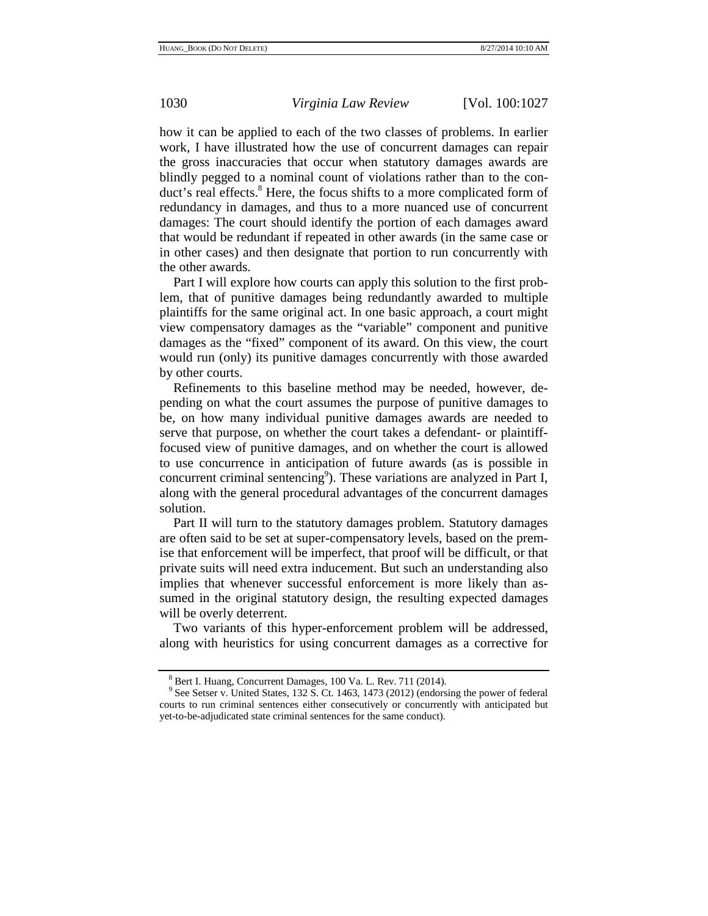how it can be applied to each of the two classes of problems. In earlier work, I have illustrated how the use of concurrent damages can repair the gross inaccuracies that occur when statutory damages awards are blindly pegged to a nominal count of violations rather than to the conduct's real effects.[8] Here, the focus shifts to a more complicated form of redundancy in damages, and thus to a more nuanced use of concurrent damages: The court should identify the portion of each damages award that would be redundant if repeated in other awards (in the same case or in other cases) and then designate that portion to run concurrently with the other awards.

Part I will explore how courts can apply this solution to the first problem, that of punitive damages being redundantly awarded to multiple plaintiffs for the same original act. In one basic approach, a court might view compensatory damages as the "variable" component and punitive damages as the "fixed" component of its award. On this view, the court would run (only) its punitive damages concurrently with those awarded by other courts.

Refinements to this baseline method may be needed, however, depending on what the court assumes the purpose of punitive damages to be, on how many individual punitive damages awards are needed to serve that purpose, on whether the court takes a defendant- or plaintiff-focused view of punitive damages, and on whether the court is allowed to use concurrence in anticipation of future awards (as is possible in concurrent criminal sentencing[9]). These variations are analyzed in Part I, along with the general procedural advantages of the concurrent damages solution.

Part II will turn to the statutory damages problem. Statutory damages are often said to be set at super-compensatory levels, based on the premise that enforcement will be imperfect, that proof will be difficult, or that private suits will need extra inducement. But such an understanding also implies that whenever successful enforcement is more likely than assumed in the original statutory design, the resulting expected damages will be overly deterrent.

Two variants of this hyper-enforcement problem will be addressed, along with heuristics for using concurrent damages as a corrective for

[8] Bert I. Huang, Concurrent Damages, 100 Va. L. Rev. 711 (2014).

[9] See Setser v. United States, 132 S. Ct. 1463, 1473 (2012) (endorsing the power of federal courts to run criminal sentences either consecutively or concurrently with anticipated but yet-to-be-adjudicated state criminal sentences for the same conduct).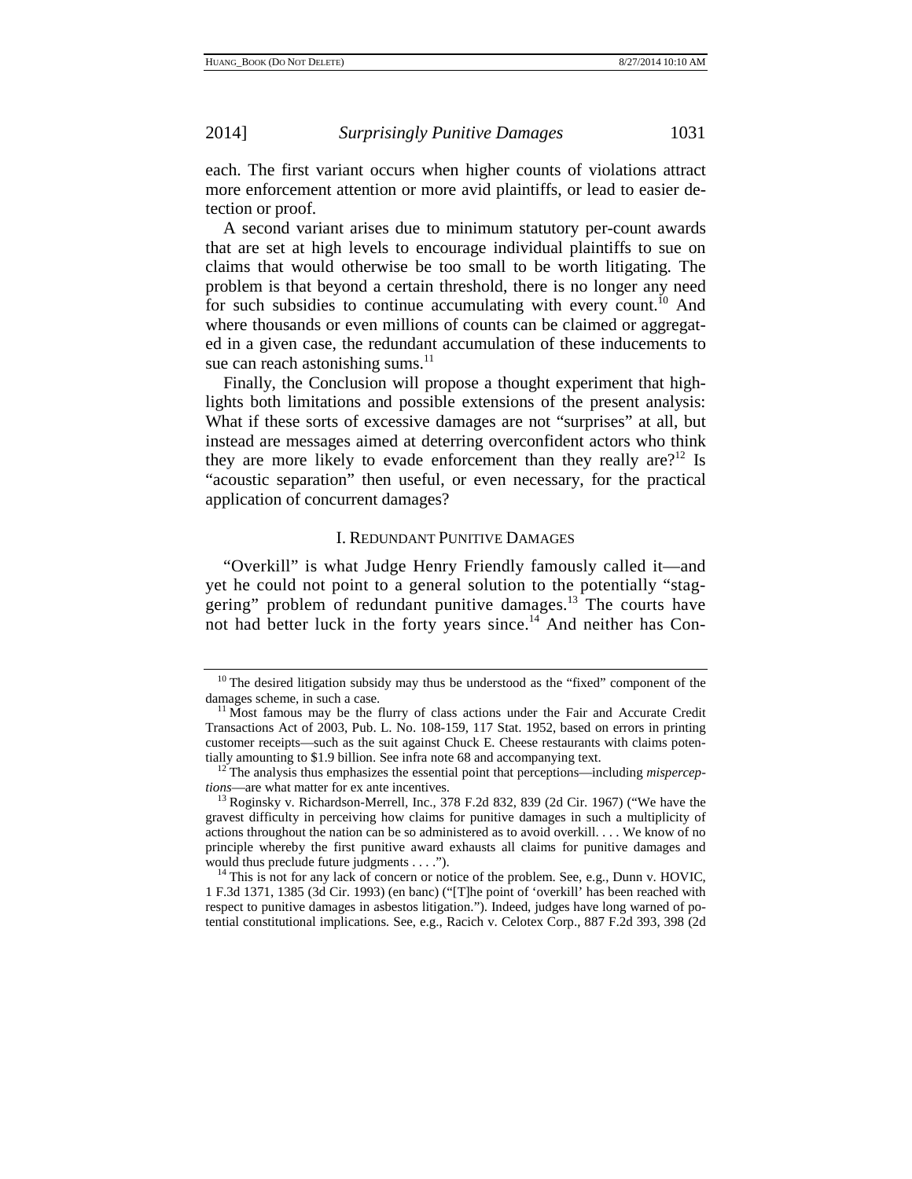each. The first variant occurs when higher counts of violations attract more enforcement attention or more avid plaintiffs, or lead to easier detection or proof.

A second variant arises due to minimum statutory per-count awards that are set at high levels to encourage individual plaintiffs to sue on claims that would otherwise be too small to be worth litigating. The problem is that beyond a certain threshold, there is no longer any need for such subsidies to continue accumulating with every count.[10] And where thousands or even millions of counts can be claimed or aggregated in a given case, the redundant accumulation of these inducements to sue can reach astonishing sums.[11]

Finally, the Conclusion will propose a thought experiment that highlights both limitations and possible extensions of the present analysis: What if these sorts of excessive damages are not "surprises" at all, but instead are messages aimed at deterring overconfident actors who think they are more likely to evade enforcement than they really are?[12] Is "acoustic separation" then useful, or even necessary, for the practical application of concurrent damages?

## I. Redundant Punitive Damages

"Overkill" is what Judge Henry Friendly famously called it—and yet he could not point to a general solution to the potentially "staggering" problem of redundant punitive damages.[13] The courts have not had better luck in the forty years since.[14] And neither has Con-

---

[10] The desired litigation subsidy may thus be understood as the "fixed" component of the damages scheme, in such a case.

[11] Most famous may be the flurry of class actions under the Fair and Accurate Credit Transactions Act of 2003, Pub. L. No. 108-159, 117 Stat. 1952, based on errors in printing customer receipts—such as the suit against Chuck E. Cheese restaurants with claims potentially amounting to $1.9 billion. See infra note 68 and accompanying text.

[12] The analysis thus emphasizes the essential point that perceptions—including *misperceptions*—are what matter for ex ante incentives.

[13] Roginsky v. Richardson-Merrell, Inc., 378 F.2d 832, 839 (2d Cir. 1967) ("We have the gravest difficulty in perceiving how claims for punitive damages in such a multiplicity of actions throughout the nation can be so administered as to avoid overkill. . . . We know of no principle whereby the first punitive award exhausts all claims for punitive damages and would thus preclude future judgments . . . .").

[14] This is not for any lack of concern or notice of the problem. See, e.g., Dunn v. HOVIC, 1 F.3d 1371, 1385 (3d Cir. 1993) (en banc) ("[T]he point of 'overkill' has been reached with respect to punitive damages in asbestos litigation."). Indeed, judges have long warned of potential constitutional implications. See, e.g., Racich v. Celotex Corp., 887 F.2d 393, 398 (2d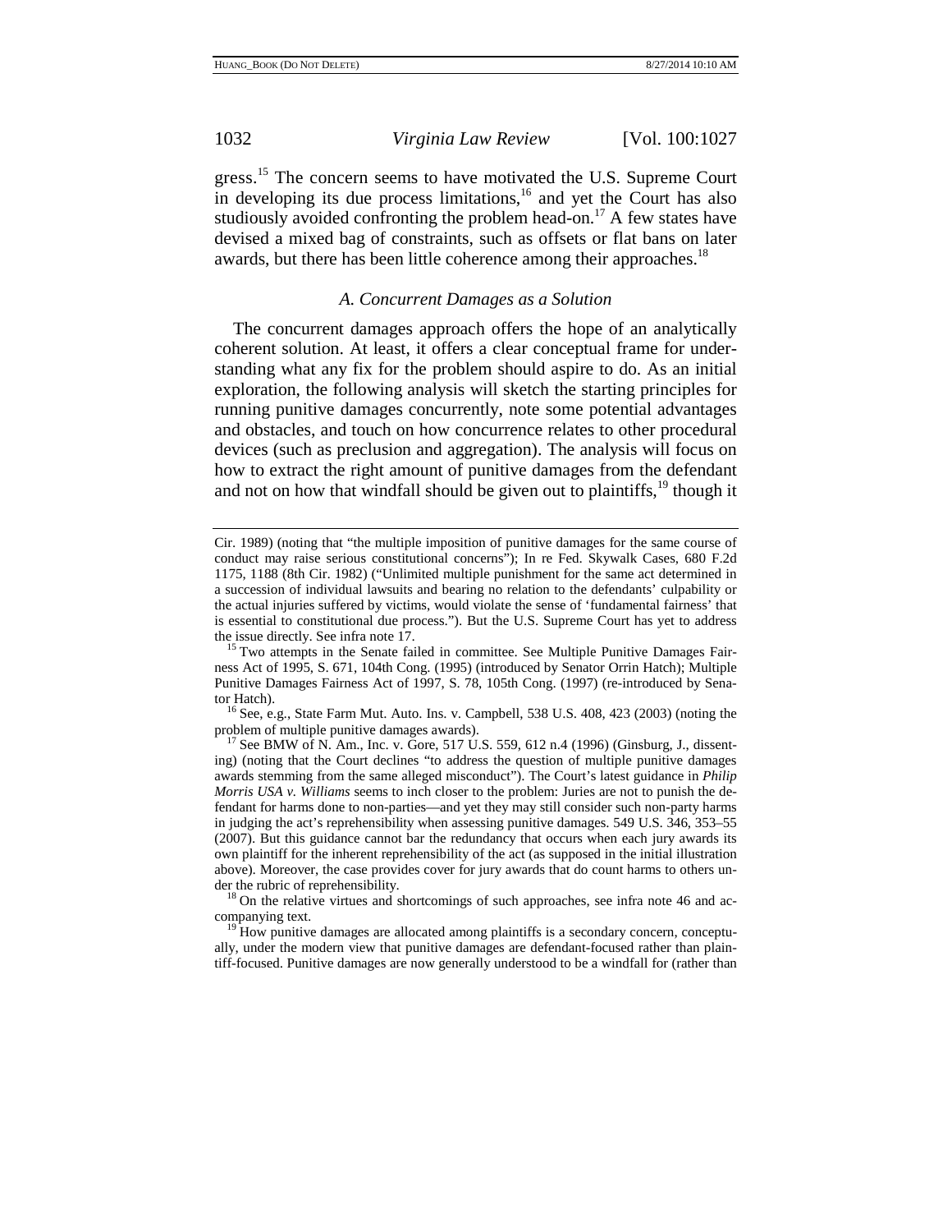gress.[15] The concern seems to have motivated the U.S. Supreme Court in developing its due process limitations,[16] and yet the Court has also studiously avoided confronting the problem head-on.[17] A few states have devised a mixed bag of constraints, such as offsets or flat bans on later awards, but there has been little coherence among their approaches.[18]

### *A. Concurrent Damages as a Solution*

The concurrent damages approach offers the hope of an analytically coherent solution. At least, it offers a clear conceptual frame for understanding what any fix for the problem should aspire to do. As an initial exploration, the following analysis will sketch the starting principles for running punitive damages concurrently, note some potential advantages and obstacles, and touch on how concurrence relates to other procedural devices (such as preclusion and aggregation). The analysis will focus on how to extract the right amount of punitive damages from the defendant and not on how that windfall should be given out to plaintiffs,[19] though it

---

Cir. 1989) (noting that "the multiple imposition of punitive damages for the same course of conduct may raise serious constitutional concerns"); In re Fed. Skywalk Cases, 680 F.2d 1175, 1188 (8th Cir. 1982) ("Unlimited multiple punishment for the same act determined in a succession of individual lawsuits and bearing no relation to the defendants' culpability or the actual injuries suffered by victims, would violate the sense of 'fundamental fairness' that is essential to constitutional due process."). But the U.S. Supreme Court has yet to address the issue directly. See infra note 17.

[15] Two attempts in the Senate failed in committee. See Multiple Punitive Damages Fairness Act of 1995, S. 671, 104th Cong. (1995) (introduced by Senator Orrin Hatch); Multiple Punitive Damages Fairness Act of 1997, S. 78, 105th Cong. (1997) (re-introduced by Senator Hatch).

[16] See, e.g., State Farm Mut. Auto. Ins. v. Campbell, 538 U.S. 408, 423 (2003) (noting the problem of multiple punitive damages awards).

[17] See BMW of N. Am., Inc. v. Gore, 517 U.S. 559, 612 n.4 (1996) (Ginsburg, J., dissenting) (noting that the Court declines "to address the question of multiple punitive damages awards stemming from the same alleged misconduct"). The Court's latest guidance in *Philip Morris USA v. Williams* seems to inch closer to the problem: Juries are not to punish the defendant for harms done to non-parties—and yet they may still consider such non-party harms in judging the act's reprehensibility when assessing punitive damages. 549 U.S. 346, 353–55 (2007). But this guidance cannot bar the redundancy that occurs when each jury awards its own plaintiff for the inherent reprehensibility of the act (as supposed in the initial illustration above). Moreover, the case provides cover for jury awards that do count harms to others under the rubric of reprehensibility.

[18] On the relative virtues and shortcomings of such approaches, see infra note 46 and accompanying text.

[19] How punitive damages are allocated among plaintiffs is a secondary concern, conceptually, under the modern view that punitive damages are defendant-focused rather than plaintiff-focused. Punitive damages are now generally understood to be a windfall for (rather than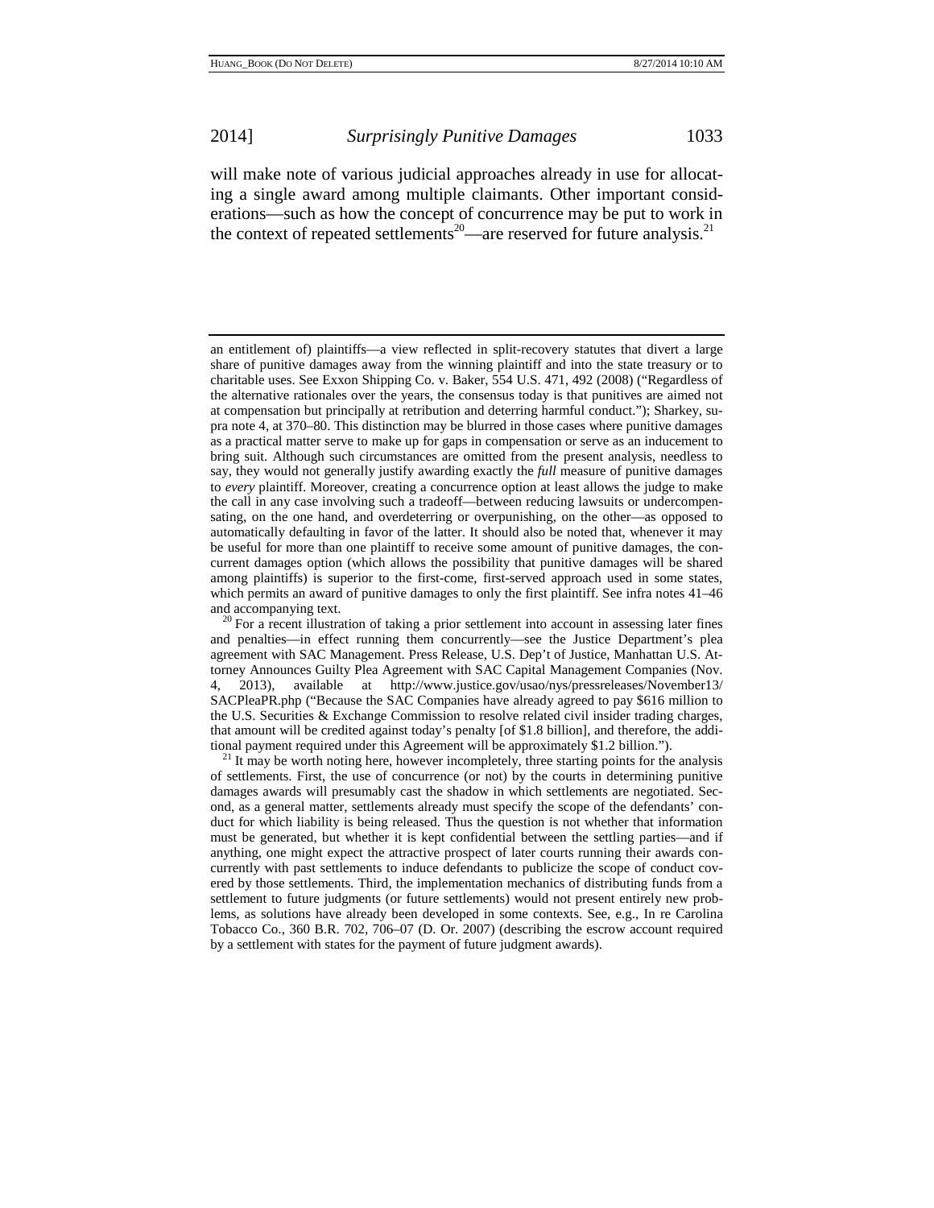will make note of various judicial approaches already in use for allocating a single award among multiple claimants. Other important considerations—such as how the concept of concurrence may be put to work in the context of repeated settlements[20]—are reserved for future analysis.[21]

---

an entitlement of) plaintiffs—a view reflected in split-recovery statutes that divert a large share of punitive damages away from the winning plaintiff and into the state treasury or to charitable uses. See Exxon Shipping Co. v. Baker, 554 U.S. 471, 492 (2008) ("Regardless of the alternative rationales over the years, the consensus today is that punitives are aimed not at compensation but principally at retribution and deterring harmful conduct."); Sharkey, supra note 4, at 370–80. This distinction may be blurred in those cases where punitive damages as a practical matter serve to make up for gaps in compensation or serve as an inducement to bring suit. Although such circumstances are omitted from the present analysis, needless to say, they would not generally justify awarding exactly the *full* measure of punitive damages to *every* plaintiff. Moreover, creating a concurrence option at least allows the judge to make the call in any case involving such a tradeoff—between reducing lawsuits or undercompensating, on the one hand, and overdeterring or overpunishing, on the other—as opposed to automatically defaulting in favor of the latter. It should also be noted that, whenever it may be useful for more than one plaintiff to receive some amount of punitive damages, the concurrent damages option (which allows the possibility that punitive damages will be shared among plaintiffs) is superior to the first-come, first-served approach used in some states, which permits an award of punitive damages to only the first plaintiff. See infra notes 41–46 and accompanying text.

[20] For a recent illustration of taking a prior settlement into account in assessing later fines and penalties—in effect running them concurrently—see the Justice Department's plea agreement with SAC Management. Press Release, U.S. Dep't of Justice, Manhattan U.S. Attorney Announces Guilty Plea Agreement with SAC Capital Management Companies (Nov. 4, 2013), available at http://www.justice.gov/usao/nys/pressreleases/November13/SACPleaPR.php ("Because the SAC Companies have already agreed to pay $616 million to the U.S. Securities & Exchange Commission to resolve related civil insider trading charges, that amount will be credited against today's penalty [of $1.8 billion], and therefore, the additional payment required under this Agreement will be approximately $1.2 billion.").

[21] It may be worth noting here, however incompletely, three starting points for the analysis of settlements. First, the use of concurrence (or not) by the courts in determining punitive damages awards will presumably cast the shadow in which settlements are negotiated. Second, as a general matter, settlements already must specify the scope of the defendants' conduct for which liability is being released. Thus the question is not whether that information must be generated, but whether it is kept confidential between the settling parties—and if anything, one might expect the attractive prospect of later courts running their awards concurrently with past settlements to induce defendants to publicize the scope of conduct covered by those settlements. Third, the implementation mechanics of distributing funds from a settlement to future judgments (or future settlements) would not present entirely new problems, as solutions have already been developed in some contexts. See, e.g., In re Carolina Tobacco Co., 360 B.R. 702, 706–07 (D. Or. 2007) (describing the escrow account required by a settlement with states for the payment of future judgment awards).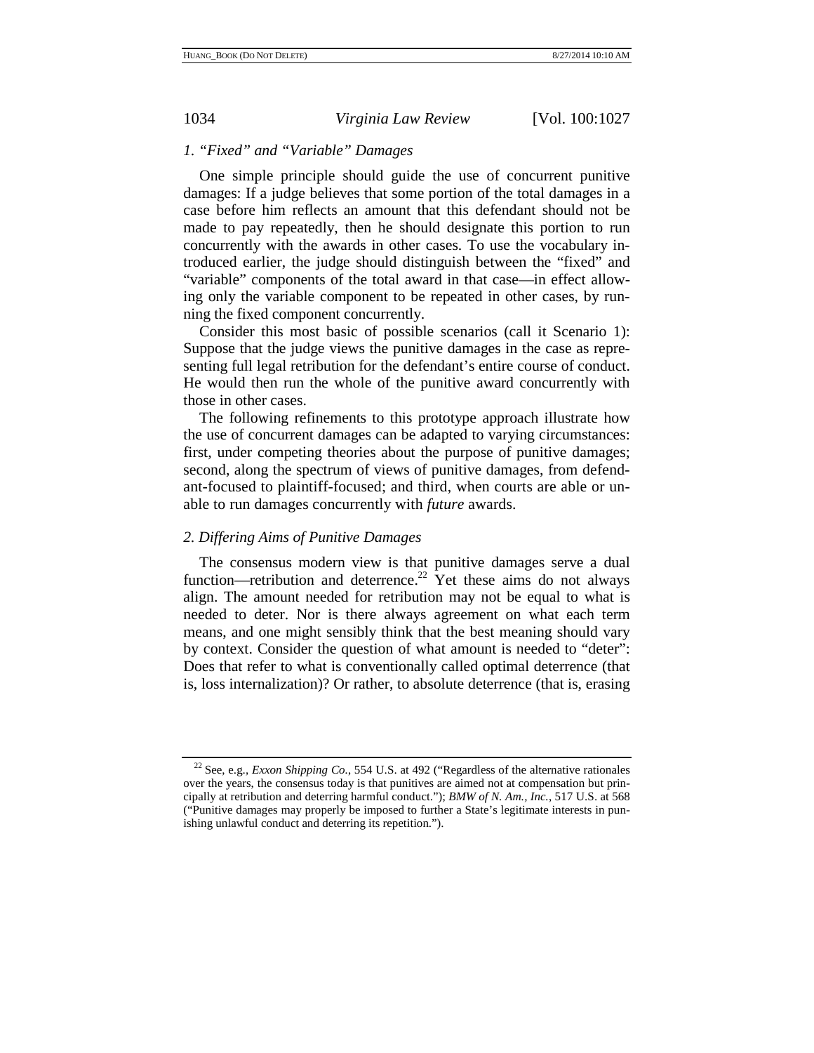### 1. "Fixed" and "Variable" Damages

One simple principle should guide the use of concurrent punitive damages: If a judge believes that some portion of the total damages in a case before him reflects an amount that this defendant should not be made to pay repeatedly, then he should designate this portion to run concurrently with the awards in other cases. To use the vocabulary introduced earlier, the judge should distinguish between the "fixed" and "variable" components of the total award in that case—in effect allowing only the variable component to be repeated in other cases, by running the fixed component concurrently.

Consider this most basic of possible scenarios (call it Scenario 1): Suppose that the judge views the punitive damages in the case as representing full legal retribution for the defendant's entire course of conduct. He would then run the whole of the punitive award concurrently with those in other cases.

The following refinements to this prototype approach illustrate how the use of concurrent damages can be adapted to varying circumstances: first, under competing theories about the purpose of punitive damages; second, along the spectrum of views of punitive damages, from defendant-focused to plaintiff-focused; and third, when courts are able or unable to run damages concurrently with *future* awards.

### 2. Differing Aims of Punitive Damages

The consensus modern view is that punitive damages serve a dual function—retribution and deterrence.[22] Yet these aims do not always align. The amount needed for retribution may not be equal to what is needed to deter. Nor is there always agreement on what each term means, and one might sensibly think that the best meaning should vary by context. Consider the question of what amount is needed to "deter": Does that refer to what is conventionally called optimal deterrence (that is, loss internalization)? Or rather, to absolute deterrence (that is, erasing

---

[22] See, e.g., *Exxon Shipping Co.*, 554 U.S. at 492 ("Regardless of the alternative rationales over the years, the consensus today is that punitives are aimed not at compensation but principally at retribution and deterring harmful conduct."); *BMW of N. Am., Inc.*, 517 U.S. at 568 ("Punitive damages may properly be imposed to further a State's legitimate interests in punishing unlawful conduct and deterring its repetition.").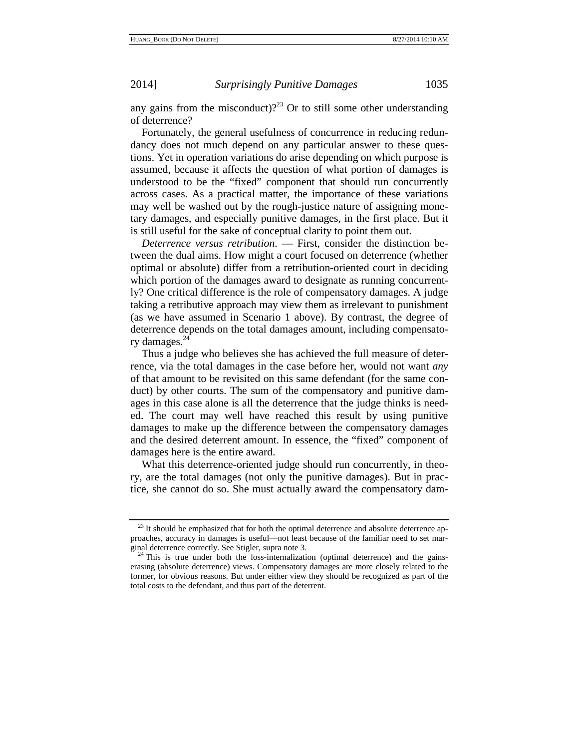any gains from the misconduct)?[23] Or to still some other understanding of deterrence?

Fortunately, the general usefulness of concurrence in reducing redundancy does not much depend on any particular answer to these questions. Yet in operation variations do arise depending on which purpose is assumed, because it affects the question of what portion of damages is understood to be the "fixed" component that should run concurrently across cases. As a practical matter, the importance of these variations may well be washed out by the rough-justice nature of assigning monetary damages, and especially punitive damages, in the first place. But it is still useful for the sake of conceptual clarity to point them out.

*Deterrence versus retribution*. — First, consider the distinction between the dual aims. How might a court focused on deterrence (whether optimal or absolute) differ from a retribution-oriented court in deciding which portion of the damages award to designate as running concurrently? One critical difference is the role of compensatory damages. A judge taking a retributive approach may view them as irrelevant to punishment (as we have assumed in Scenario 1 above). By contrast, the degree of deterrence depends on the total damages amount, including compensatory damages.[24]

Thus a judge who believes she has achieved the full measure of deterrence, via the total damages in the case before her, would not want *any* of that amount to be revisited on this same defendant (for the same conduct) by other courts. The sum of the compensatory and punitive damages in this case alone is all the deterrence that the judge thinks is needed. The court may well have reached this result by using punitive damages to make up the difference between the compensatory damages and the desired deterrent amount. In essence, the "fixed" component of damages here is the entire award.

What this deterrence-oriented judge should run concurrently, in theory, are the total damages (not only the punitive damages). But in practice, she cannot do so. She must actually award the compensatory dam-

[23] It should be emphasized that for both the optimal deterrence and absolute deterrence approaches, accuracy in damages is useful—not least because of the familiar need to set marginal deterrence correctly. See Stigler, supra note 3.

[24] This is true under both the loss-internalization (optimal deterrence) and the gains-erasing (absolute deterrence) views. Compensatory damages are more closely related to the former, for obvious reasons. But under either view they should be recognized as part of the total costs to the defendant, and thus part of the deterrent.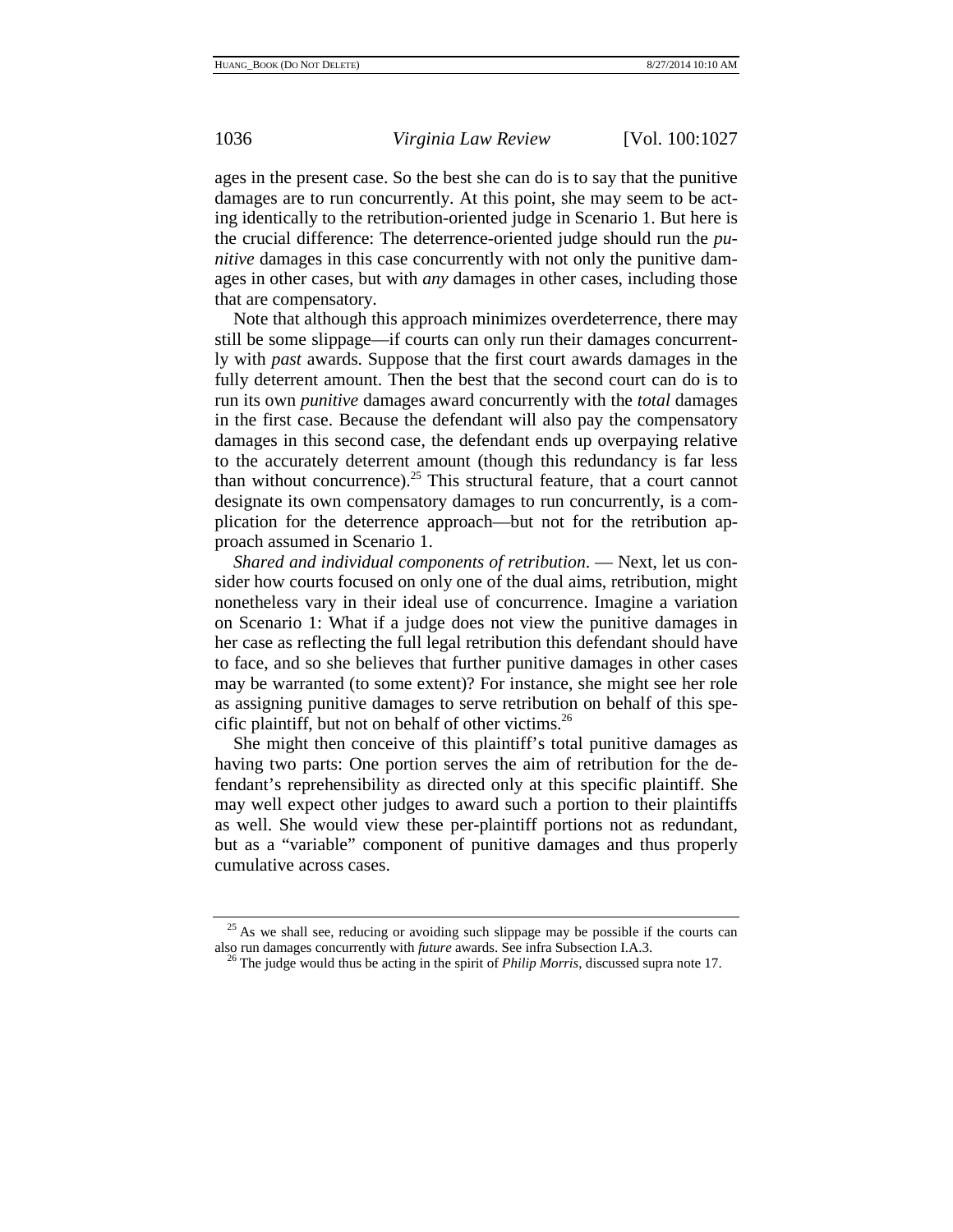ages in the present case. So the best she can do is to say that the punitive damages are to run concurrently. At this point, she may seem to be acting identically to the retribution-oriented judge in Scenario 1. But here is the crucial difference: The deterrence-oriented judge should run the *punitive* damages in this case concurrently with not only the punitive damages in other cases, but with *any* damages in other cases, including those that are compensatory.

Note that although this approach minimizes overdeterrence, there may still be some slippage—if courts can only run their damages concurrently with *past* awards. Suppose that the first court awards damages in the fully deterrent amount. Then the best that the second court can do is to run its own *punitive* damages award concurrently with the *total* damages in the first case. Because the defendant will also pay the compensatory damages in this second case, the defendant ends up overpaying relative to the accurately deterrent amount (though this redundancy is far less than without concurrence).[25] This structural feature, that a court cannot designate its own compensatory damages to run concurrently, is a complication for the deterrence approach—but not for the retribution approach assumed in Scenario 1.

*Shared and individual components of retribution*. — Next, let us consider how courts focused on only one of the dual aims, retribution, might nonetheless vary in their ideal use of concurrence. Imagine a variation on Scenario 1: What if a judge does not view the punitive damages in her case as reflecting the full legal retribution this defendant should have to face, and so she believes that further punitive damages in other cases may be warranted (to some extent)? For instance, she might see her role as assigning punitive damages to serve retribution on behalf of this specific plaintiff, but not on behalf of other victims.[26]

She might then conceive of this plaintiff's total punitive damages as having two parts: One portion serves the aim of retribution for the defendant's reprehensibility as directed only at this specific plaintiff. She may well expect other judges to award such a portion to their plaintiffs as well. She would view these per-plaintiff portions not as redundant, but as a "variable" component of punitive damages and thus properly cumulative across cases.

---

[25] As we shall see, reducing or avoiding such slippage may be possible if the courts can also run damages concurrently with *future* awards. See infra Subsection I.A.3.

[26] The judge would thus be acting in the spirit of *Philip Morris*, discussed supra note 17.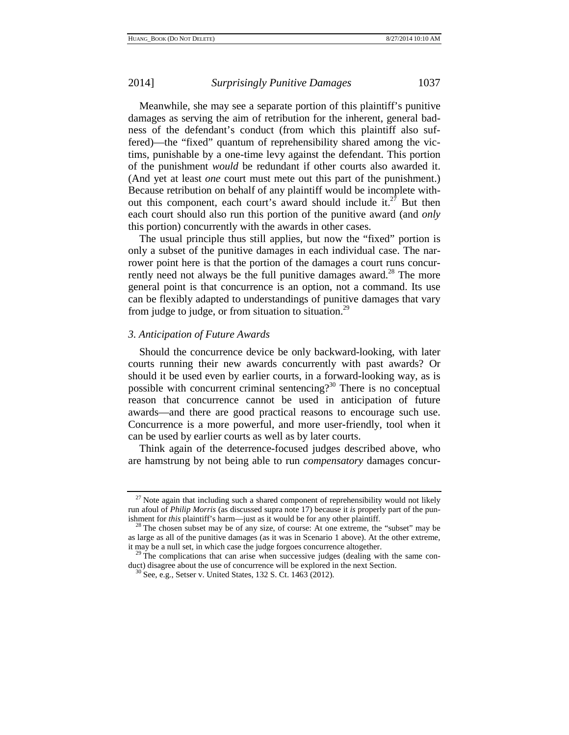Meanwhile, she may see a separate portion of this plaintiff's punitive damages as serving the aim of retribution for the inherent, general badness of the defendant's conduct (from which this plaintiff also suffered)—the "fixed" quantum of reprehensibility shared among the victims, punishable by a one-time levy against the defendant. This portion of the punishment *would* be redundant if other courts also awarded it. (And yet at least *one* court must mete out this part of the punishment.) Because retribution on behalf of any plaintiff would be incomplete without this component, each court's award should include it.[27] But then each court should also run this portion of the punitive award (and *only* this portion) concurrently with the awards in other cases.

The usual principle thus still applies, but now the "fixed" portion is only a subset of the punitive damages in each individual case. The narrower point here is that the portion of the damages a court runs concurrently need not always be the full punitive damages award.[28] The more general point is that concurrence is an option, not a command. Its use can be flexibly adapted to understandings of punitive damages that vary from judge to judge, or from situation to situation.[29]

### *3. Anticipation of Future Awards*

Should the concurrence device be only backward-looking, with later courts running their new awards concurrently with past awards? Or should it be used even by earlier courts, in a forward-looking way, as is possible with concurrent criminal sentencing?[30] There is no conceptual reason that concurrence cannot be used in anticipation of future awards—and there are good practical reasons to encourage such use. Concurrence is a more powerful, and more user-friendly, tool when it can be used by earlier courts as well as by later courts.

Think again of the deterrence-focused judges described above, who are hamstrung by not being able to run *compensatory* damages concur-

---

[27] Note again that including such a shared component of reprehensibility would not likely run afoul of *Philip Morris* (as discussed supra note 17) because it *is* properly part of the punishment for *this* plaintiff's harm—just as it would be for any other plaintiff.

[28] The chosen subset may be of any size, of course: At one extreme, the "subset" may be as large as all of the punitive damages (as it was in Scenario 1 above). At the other extreme, it may be a null set, in which case the judge forgoes concurrence altogether.

[29] The complications that can arise when successive judges (dealing with the same conduct) disagree about the use of concurrence will be explored in the next Section.

[30] See, e.g., Setser v. United States, 132 S. Ct. 1463 (2012).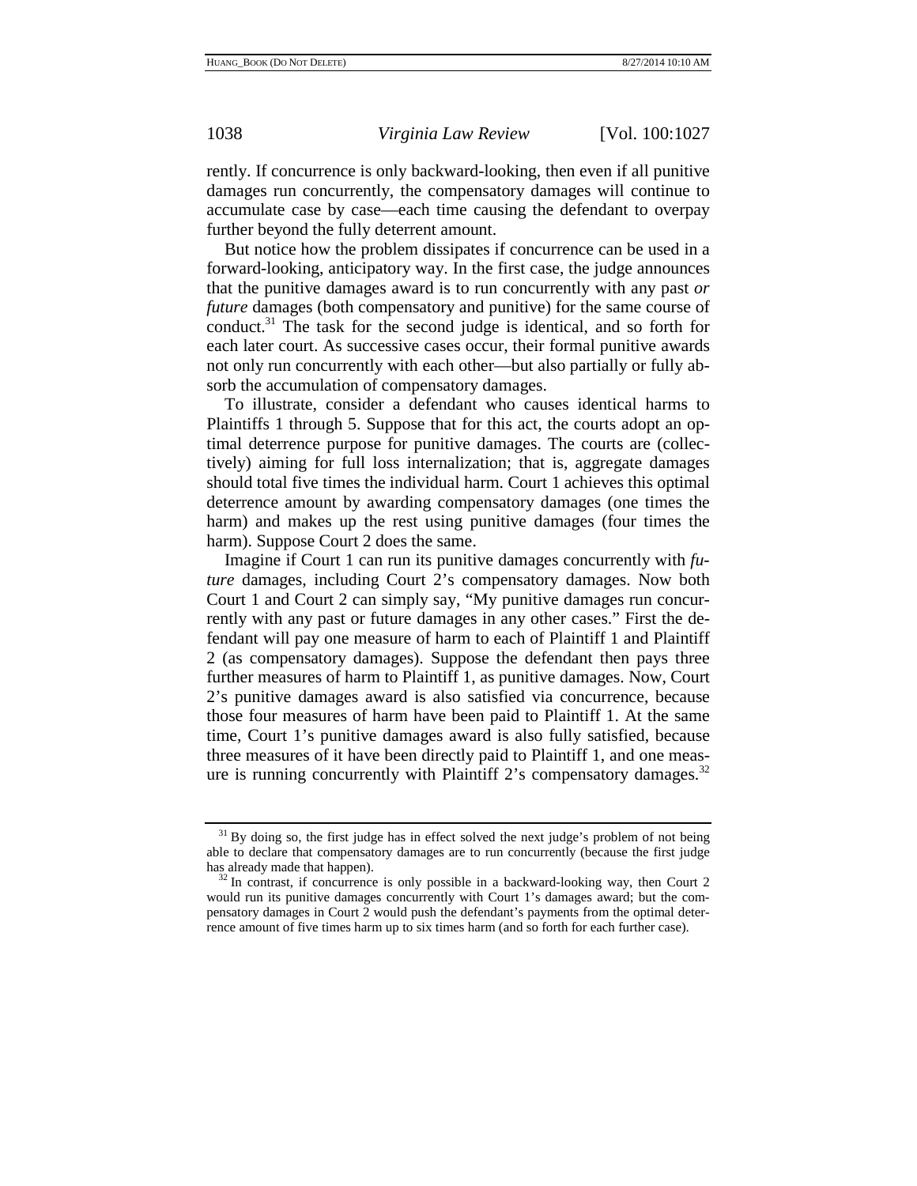rently. If concurrence is only backward-looking, then even if all punitive damages run concurrently, the compensatory damages will continue to accumulate case by case—each time causing the defendant to overpay further beyond the fully deterrent amount.

But notice how the problem dissipates if concurrence can be used in a forward-looking, anticipatory way. In the first case, the judge announces that the punitive damages award is to run concurrently with any past *or future* damages (both compensatory and punitive) for the same course of conduct.[31] The task for the second judge is identical, and so forth for each later court. As successive cases occur, their formal punitive awards not only run concurrently with each other—but also partially or fully absorb the accumulation of compensatory damages.

To illustrate, consider a defendant who causes identical harms to Plaintiffs 1 through 5. Suppose that for this act, the courts adopt an optimal deterrence purpose for punitive damages. The courts are (collectively) aiming for full loss internalization; that is, aggregate damages should total five times the individual harm. Court 1 achieves this optimal deterrence amount by awarding compensatory damages (one times the harm) and makes up the rest using punitive damages (four times the harm). Suppose Court 2 does the same.

Imagine if Court 1 can run its punitive damages concurrently with *future* damages, including Court 2's compensatory damages. Now both Court 1 and Court 2 can simply say, "My punitive damages run concurrently with any past or future damages in any other cases." First the defendant will pay one measure of harm to each of Plaintiff 1 and Plaintiff 2 (as compensatory damages). Suppose the defendant then pays three further measures of harm to Plaintiff 1, as punitive damages. Now, Court 2's punitive damages award is also satisfied via concurrence, because those four measures of harm have been paid to Plaintiff 1. At the same time, Court 1's punitive damages award is also fully satisfied, because three measures of it have been directly paid to Plaintiff 1, and one measure is running concurrently with Plaintiff 2's compensatory damages.[32]

---

[31] By doing so, the first judge has in effect solved the next judge's problem of not being able to declare that compensatory damages are to run concurrently (because the first judge has already made that happen).

[32] In contrast, if concurrence is only possible in a backward-looking way, then Court 2 would run its punitive damages concurrently with Court 1's damages award; but the compensatory damages in Court 2 would push the defendant's payments from the optimal deterrence amount of five times harm up to six times harm (and so forth for each further case).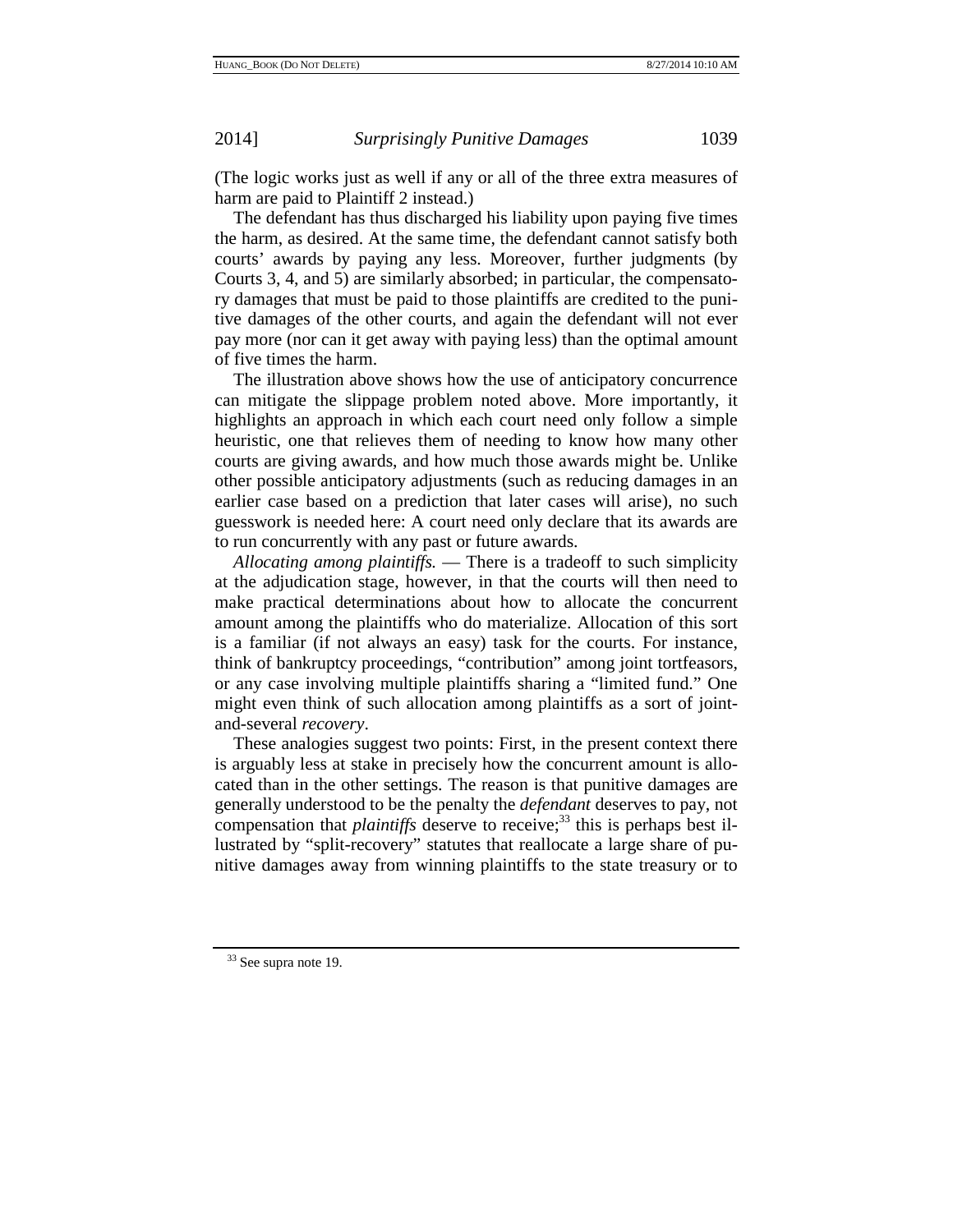(The logic works just as well if any or all of the three extra measures of harm are paid to Plaintiff 2 instead.)

The defendant has thus discharged his liability upon paying five times the harm, as desired. At the same time, the defendant cannot satisfy both courts' awards by paying any less. Moreover, further judgments (by Courts 3, 4, and 5) are similarly absorbed; in particular, the compensatory damages that must be paid to those plaintiffs are credited to the punitive damages of the other courts, and again the defendant will not ever pay more (nor can it get away with paying less) than the optimal amount of five times the harm.

The illustration above shows how the use of anticipatory concurrence can mitigate the slippage problem noted above. More importantly, it highlights an approach in which each court need only follow a simple heuristic, one that relieves them of needing to know how many other courts are giving awards, and how much those awards might be. Unlike other possible anticipatory adjustments (such as reducing damages in an earlier case based on a prediction that later cases will arise), no such guesswork is needed here: A court need only declare that its awards are to run concurrently with any past or future awards.

*Allocating among plaintiffs.* — There is a tradeoff to such simplicity at the adjudication stage, however, in that the courts will then need to make practical determinations about how to allocate the concurrent amount among the plaintiffs who do materialize. Allocation of this sort is a familiar (if not always an easy) task for the courts. For instance, think of bankruptcy proceedings, "contribution" among joint tortfeasors, or any case involving multiple plaintiffs sharing a "limited fund." One might even think of such allocation among plaintiffs as a sort of joint-and-several *recovery*.

These analogies suggest two points: First, in the present context there is arguably less at stake in precisely how the concurrent amount is allocated than in the other settings. The reason is that punitive damages are generally understood to be the penalty the *defendant* deserves to pay, not compensation that *plaintiffs* deserve to receive;[33] this is perhaps best illustrated by "split-recovery" statutes that reallocate a large share of punitive damages away from winning plaintiffs to the state treasury or to

[33] See supra note 19.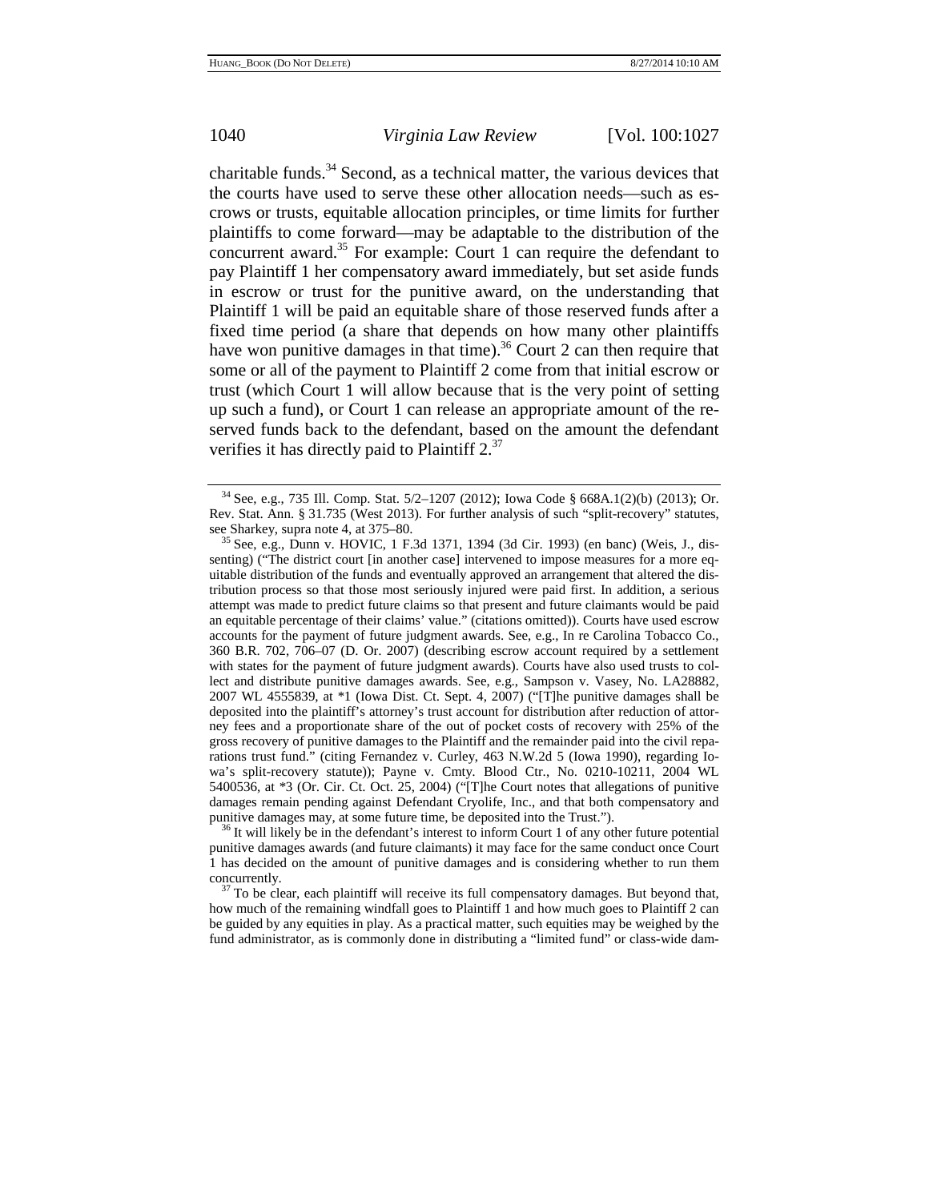charitable funds.[34] Second, as a technical matter, the various devices that the courts have used to serve these other allocation needs—such as escrows or trusts, equitable allocation principles, or time limits for further plaintiffs to come forward—may be adaptable to the distribution of the concurrent award.[35] For example: Court 1 can require the defendant to pay Plaintiff 1 her compensatory award immediately, but set aside funds in escrow or trust for the punitive award, on the understanding that Plaintiff 1 will be paid an equitable share of those reserved funds after a fixed time period (a share that depends on how many other plaintiffs have won punitive damages in that time).[36] Court 2 can then require that some or all of the payment to Plaintiff 2 come from that initial escrow or trust (which Court 1 will allow because that is the very point of setting up such a fund), or Court 1 can release an appropriate amount of the reserved funds back to the defendant, based on the amount the defendant verifies it has directly paid to Plaintiff 2.[37]

---

[34] See, e.g., 735 Ill. Comp. Stat. 5/2–1207 (2012); Iowa Code § 668A.1(2)(b) (2013); Or. Rev. Stat. Ann. § 31.735 (West 2013). For further analysis of such "split-recovery" statutes, see Sharkey, supra note 4, at 375–80.

[35] See, e.g., Dunn v. HOVIC, 1 F.3d 1371, 1394 (3d Cir. 1993) (en banc) (Weis, J., dissenting) ("The district court [in another case] intervened to impose measures for a more equitable distribution of the funds and eventually approved an arrangement that altered the distribution process so that those most seriously injured were paid first. In addition, a serious attempt was made to predict future claims so that present and future claimants would be paid an equitable percentage of their claims' value." (citations omitted)). Courts have used escrow accounts for the payment of future judgment awards. See, e.g., In re Carolina Tobacco Co., 360 B.R. 702, 706–07 (D. Or. 2007) (describing escrow account required by a settlement with states for the payment of future judgment awards). Courts have also used trusts to collect and distribute punitive damages awards. See, e.g., Sampson v. Vasey, No. LA28882, 2007 WL 4555839, at *1 (Iowa Dist. Ct. Sept. 4, 2007) ("[T]he punitive damages shall be deposited into the plaintiff's attorney's trust account for distribution after reduction of attorney fees and a proportionate share of the out of pocket costs of recovery with 25% of the gross recovery of punitive damages to the Plaintiff and the remainder paid into the civil reparations trust fund." (citing Fernandez v. Curley, 463 N.W.2d 5 (Iowa 1990), regarding Iowa's split-recovery statute)); Payne v. Cmty. Blood Ctr., No. 0210-10211, 2004 WL 5400536, at *3 (Or. Cir. Ct. Oct. 25, 2004) ("[T]he Court notes that allegations of punitive damages remain pending against Defendant Cryolife, Inc., and that both compensatory and punitive damages may, at some future time, be deposited into the Trust.").

[36] It will likely be in the defendant's interest to inform Court 1 of any other future potential punitive damages awards (and future claimants) it may face for the same conduct once Court 1 has decided on the amount of punitive damages and is considering whether to run them concurrently.

[37] To be clear, each plaintiff will receive its full compensatory damages. But beyond that, how much of the remaining windfall goes to Plaintiff 1 and how much goes to Plaintiff 2 can be guided by any equities in play. As a practical matter, such equities may be weighed by the fund administrator, as is commonly done in distributing a "limited fund" or class-wide dam-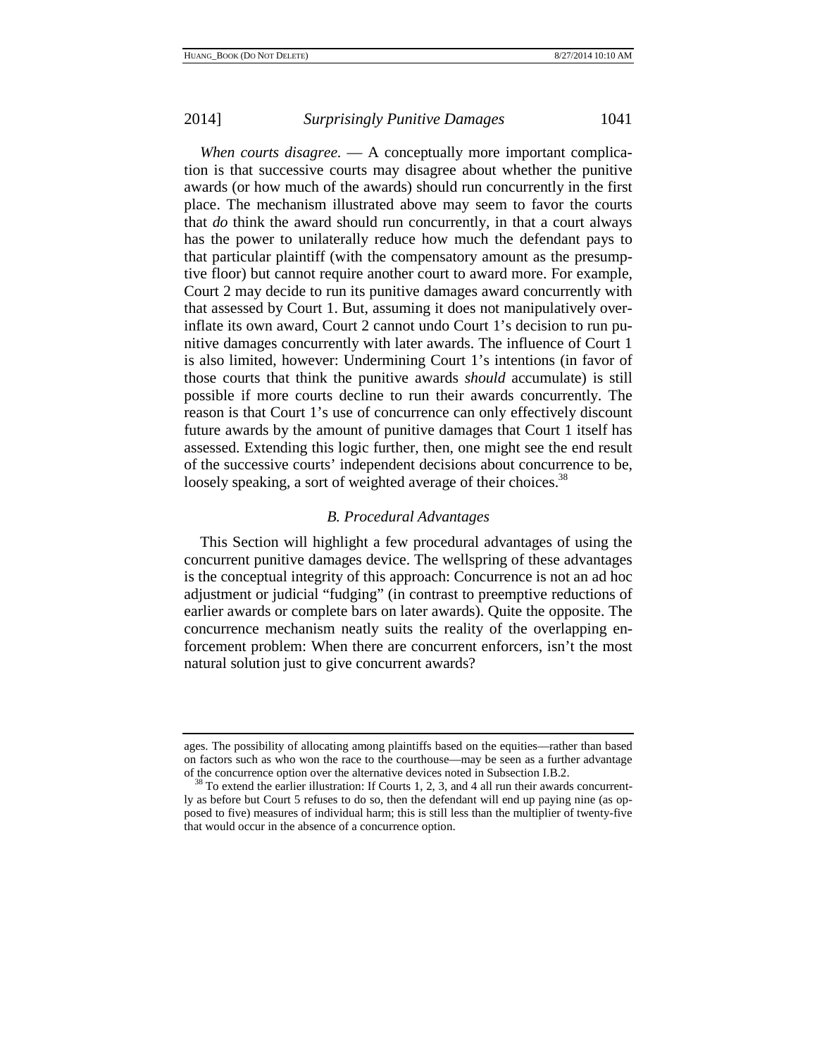*When courts disagree.* — A conceptually more important complication is that successive courts may disagree about whether the punitive awards (or how much of the awards) should run concurrently in the first place. The mechanism illustrated above may seem to favor the courts that *do* think the award should run concurrently, in that a court always has the power to unilaterally reduce how much the defendant pays to that particular plaintiff (with the compensatory amount as the presumptive floor) but cannot require another court to award more. For example, Court 2 may decide to run its punitive damages award concurrently with that assessed by Court 1. But, assuming it does not manipulatively overinflate its own award, Court 2 cannot undo Court 1's decision to run punitive damages concurrently with later awards. The influence of Court 1 is also limited, however: Undermining Court 1's intentions (in favor of those courts that think the punitive awards *should* accumulate) is still possible if more courts decline to run their awards concurrently. The reason is that Court 1's use of concurrence can only effectively discount future awards by the amount of punitive damages that Court 1 itself has assessed. Extending this logic further, then, one might see the end result of the successive courts' independent decisions about concurrence to be, loosely speaking, a sort of weighted average of their choices.[38]

### *B. Procedural Advantages*

This Section will highlight a few procedural advantages of using the concurrent punitive damages device. The wellspring of these advantages is the conceptual integrity of this approach: Concurrence is not an ad hoc adjustment or judicial "fudging" (in contrast to preemptive reductions of earlier awards or complete bars on later awards). Quite the opposite. The concurrence mechanism neatly suits the reality of the overlapping enforcement problem: When there are concurrent enforcers, isn't the most natural solution just to give concurrent awards?

---

ages. The possibility of allocating among plaintiffs based on the equities—rather than based on factors such as who won the race to the courthouse—may be seen as a further advantage of the concurrence option over the alternative devices noted in Subsection I.B.2.

[38] To extend the earlier illustration: If Courts 1, 2, 3, and 4 all run their awards concurrently as before but Court 5 refuses to do so, then the defendant will end up paying nine (as opposed to five) measures of individual harm; this is still less than the multiplier of twenty-five that would occur in the absence of a concurrence option.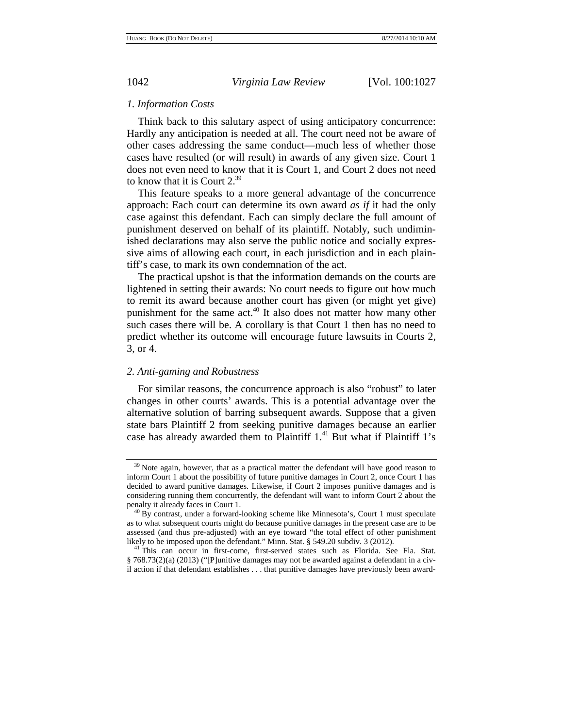### *1. Information Costs*

Think back to this salutary aspect of using anticipatory concurrence: Hardly any anticipation is needed at all. The court need not be aware of other cases addressing the same conduct—much less of whether those cases have resulted (or will result) in awards of any given size. Court 1 does not even need to know that it is Court 1, and Court 2 does not need to know that it is Court 2.[39]

This feature speaks to a more general advantage of the concurrence approach: Each court can determine its own award *as if* it had the only case against this defendant. Each can simply declare the full amount of punishment deserved on behalf of its plaintiff. Notably, such undiminished declarations may also serve the public notice and socially expressive aims of allowing each court, in each jurisdiction and in each plaintiff's case, to mark its own condemnation of the act.

The practical upshot is that the information demands on the courts are lightened in setting their awards: No court needs to figure out how much to remit its award because another court has given (or might yet give) punishment for the same act.[40] It also does not matter how many other such cases there will be. A corollary is that Court 1 then has no need to predict whether its outcome will encourage future lawsuits in Courts 2, 3, or 4.

### *2. Anti-gaming and Robustness*

For similar reasons, the concurrence approach is also "robust" to later changes in other courts' awards. This is a potential advantage over the alternative solution of barring subsequent awards. Suppose that a given state bars Plaintiff 2 from seeking punitive damages because an earlier case has already awarded them to Plaintiff 1.[41] But what if Plaintiff 1's

---

[39] Note again, however, that as a practical matter the defendant will have good reason to inform Court 1 about the possibility of future punitive damages in Court 2, once Court 1 has decided to award punitive damages. Likewise, if Court 2 imposes punitive damages and is considering running them concurrently, the defendant will want to inform Court 2 about the penalty it already faces in Court 1.

[40] By contrast, under a forward-looking scheme like Minnesota's, Court 1 must speculate as to what subsequent courts might do because punitive damages in the present case are to be assessed (and thus pre-adjusted) with an eye toward "the total effect of other punishment likely to be imposed upon the defendant." Minn. Stat. § 549.20 subdiv. 3 (2012).

[41] This can occur in first-come, first-served states such as Florida. See Fla. Stat. § 768.73(2)(a) (2013) ("[P]unitive damages may not be awarded against a defendant in a civil action if that defendant establishes . . . that punitive damages have previously been award-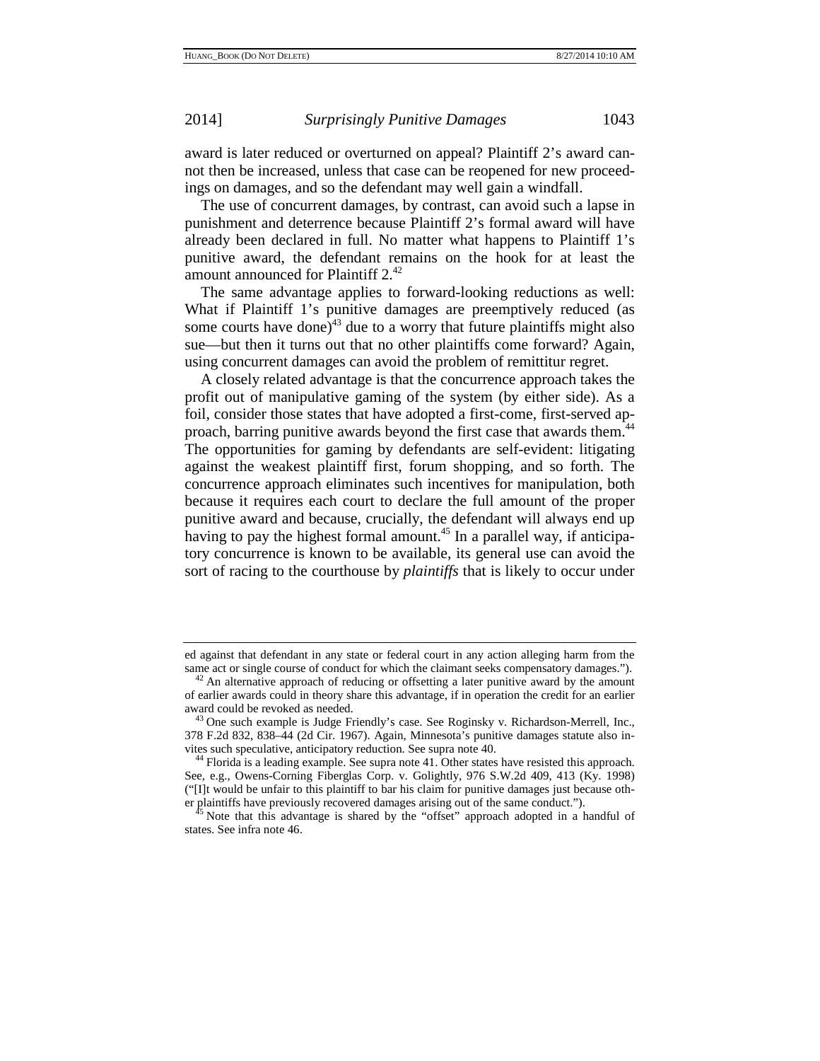award is later reduced or overturned on appeal? Plaintiff 2's award cannot then be increased, unless that case can be reopened for new proceedings on damages, and so the defendant may well gain a windfall.

The use of concurrent damages, by contrast, can avoid such a lapse in punishment and deterrence because Plaintiff 2's formal award will have already been declared in full. No matter what happens to Plaintiff 1's punitive award, the defendant remains on the hook for at least the amount announced for Plaintiff 2.[42]

The same advantage applies to forward-looking reductions as well: What if Plaintiff 1's punitive damages are preemptively reduced (as some courts have done)[43] due to a worry that future plaintiffs might also sue—but then it turns out that no other plaintiffs come forward? Again, using concurrent damages can avoid the problem of remittitur regret.

A closely related advantage is that the concurrence approach takes the profit out of manipulative gaming of the system (by either side). As a foil, consider those states that have adopted a first-come, first-served approach, barring punitive awards beyond the first case that awards them.[44] The opportunities for gaming by defendants are self-evident: litigating against the weakest plaintiff first, forum shopping, and so forth. The concurrence approach eliminates such incentives for manipulation, both because it requires each court to declare the full amount of the proper punitive award and because, crucially, the defendant will always end up having to pay the highest formal amount.[45] In a parallel way, if anticipatory concurrence is known to be available, its general use can avoid the sort of racing to the courthouse by *plaintiffs* that is likely to occur under

---

ed against that defendant in any state or federal court in any action alleging harm from the same act or single course of conduct for which the claimant seeks compensatory damages.").

[42] An alternative approach of reducing or offsetting a later punitive award by the amount of earlier awards could in theory share this advantage, if in operation the credit for an earlier award could be revoked as needed.

[43] One such example is Judge Friendly's case. See Roginsky v. Richardson-Merrell, Inc., 378 F.2d 832, 838–44 (2d Cir. 1967). Again, Minnesota's punitive damages statute also invites such speculative, anticipatory reduction. See supra note 40.

[44] Florida is a leading example. See supra note 41. Other states have resisted this approach. See, e.g., Owens-Corning Fiberglas Corp. v. Golightly, 976 S.W.2d 409, 413 (Ky. 1998) ("[I]t would be unfair to this plaintiff to bar his claim for punitive damages just because other plaintiffs have previously recovered damages arising out of the same conduct.").

[45] Note that this advantage is shared by the "offset" approach adopted in a handful of states. See infra note 46.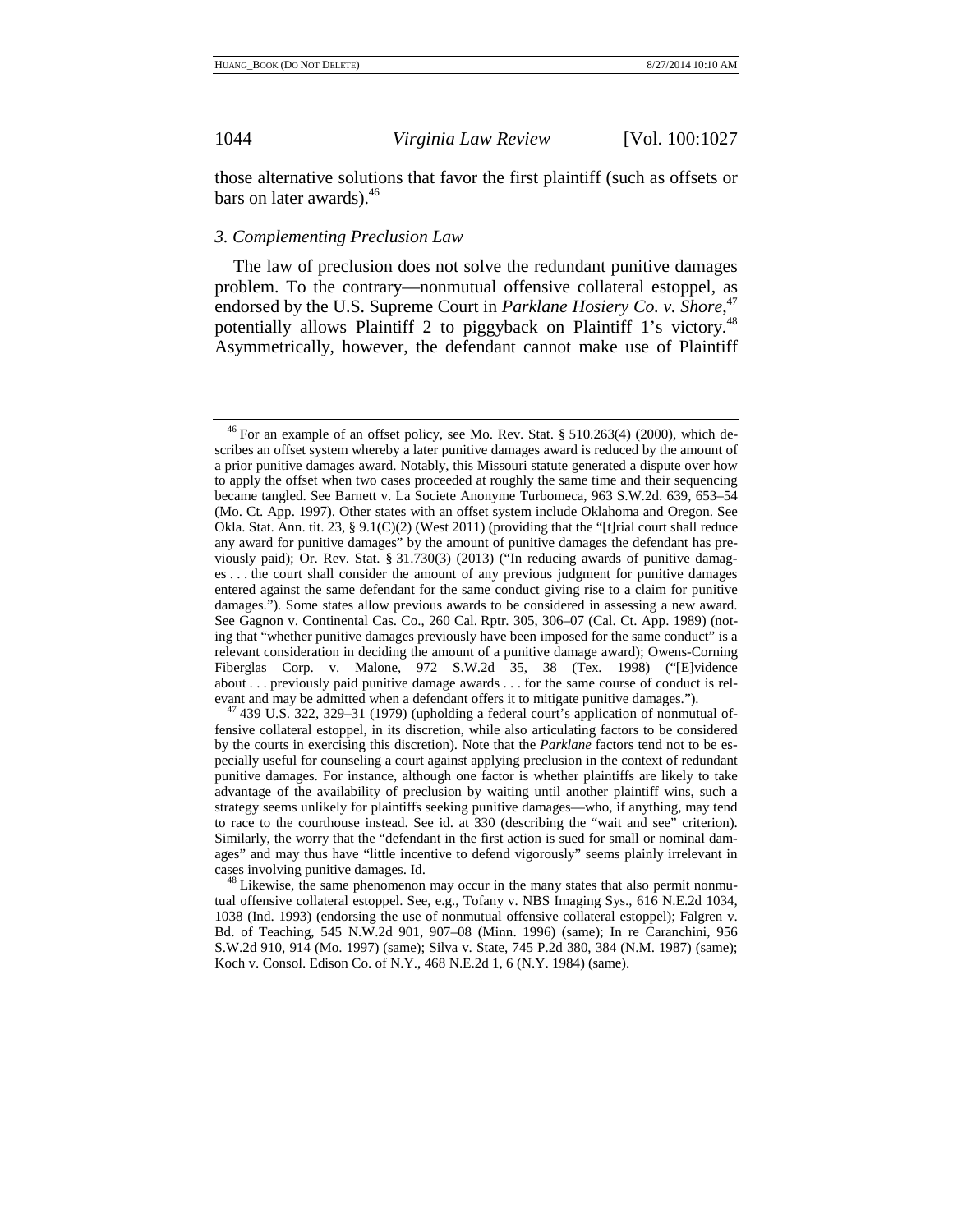those alternative solutions that favor the first plaintiff (such as offsets or bars on later awards).[46]

### 3. Complementing Preclusion Law

The law of preclusion does not solve the redundant punitive damages problem. To the contrary—nonmutual offensive collateral estoppel, as endorsed by the U.S. Supreme Court in *Parklane Hosiery Co. v. Shore*,[47] potentially allows Plaintiff 2 to piggyback on Plaintiff 1's victory.[48] Asymmetrically, however, the defendant cannot make use of Plaintiff

---

[46] For an example of an offset policy, see Mo. Rev. Stat. § 510.263(4) (2000), which describes an offset system whereby a later punitive damages award is reduced by the amount of a prior punitive damages award. Notably, this Missouri statute generated a dispute over how to apply the offset when two cases proceeded at roughly the same time and their sequencing became tangled. See Barnett v. La Societe Anonyme Turbomeca, 963 S.W.2d. 639, 653–54 (Mo. Ct. App. 1997). Other states with an offset system include Oklahoma and Oregon. See Okla. Stat. Ann. tit. 23, § 9.1(C)(2) (West 2011) (providing that the "[t]rial court shall reduce any award for punitive damages" by the amount of punitive damages the defendant has previously paid); Or. Rev. Stat. § 31.730(3) (2013) ("In reducing awards of punitive damages . . . the court shall consider the amount of any previous judgment for punitive damages entered against the same defendant for the same conduct giving rise to a claim for punitive damages."). Some states allow previous awards to be considered in assessing a new award. See Gagnon v. Continental Cas. Co., 260 Cal. Rptr. 305, 306–07 (Cal. Ct. App. 1989) (noting that "whether punitive damages previously have been imposed for the same conduct" is a relevant consideration in deciding the amount of a punitive damage award); Owens-Corning Fiberglas Corp. v. Malone, 972 S.W.2d 35, 38 (Tex. 1998) ("[E]vidence about . . . previously paid punitive damage awards . . . for the same course of conduct is relevant and may be admitted when a defendant offers it to mitigate punitive damages.").

[47] 439 U.S. 322, 329–31 (1979) (upholding a federal court's application of nonmutual offensive collateral estoppel, in its discretion, while also articulating factors to be considered by the courts in exercising this discretion). Note that the *Parklane* factors tend not to be especially useful for counseling a court against applying preclusion in the context of redundant punitive damages. For instance, although one factor is whether plaintiffs are likely to take advantage of the availability of preclusion by waiting until another plaintiff wins, such a strategy seems unlikely for plaintiffs seeking punitive damages—who, if anything, may tend to race to the courthouse instead. See id. at 330 (describing the "wait and see" criterion). Similarly, the worry that the "defendant in the first action is sued for small or nominal damages" and may thus have "little incentive to defend vigorously" seems plainly irrelevant in cases involving punitive damages. Id.

[48] Likewise, the same phenomenon may occur in the many states that also permit nonmutual offensive collateral estoppel. See, e.g., Tofany v. NBS Imaging Sys., 616 N.E.2d 1034, 1038 (Ind. 1993) (endorsing the use of nonmutual offensive collateral estoppel); Falgren v. Bd. of Teaching, 545 N.W.2d 901, 907–08 (Minn. 1996) (same); In re Caranchini, 956 S.W.2d 910, 914 (Mo. 1997) (same); Silva v. State, 745 P.2d 380, 384 (N.M. 1987) (same); Koch v. Consol. Edison Co. of N.Y., 468 N.E.2d 1, 6 (N.Y. 1984) (same).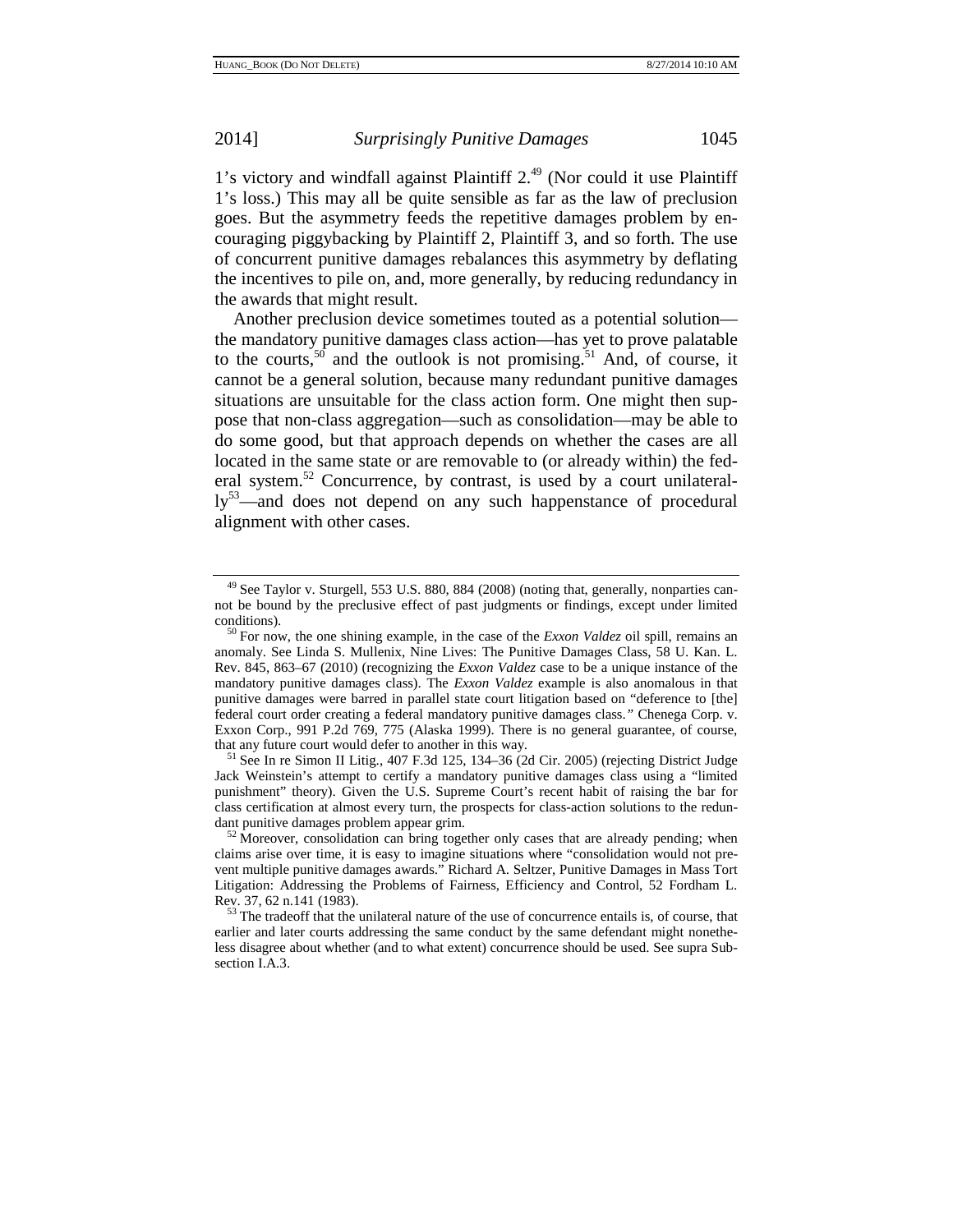1's victory and windfall against Plaintiff 2.[49] (Nor could it use Plaintiff 1's loss.) This may all be quite sensible as far as the law of preclusion goes. But the asymmetry feeds the repetitive damages problem by encouraging piggybacking by Plaintiff 2, Plaintiff 3, and so forth. The use of concurrent punitive damages rebalances this asymmetry by deflating the incentives to pile on, and, more generally, by reducing redundancy in the awards that might result.

Another preclusion device sometimes touted as a potential solution—the mandatory punitive damages class action—has yet to prove palatable to the courts,[50] and the outlook is not promising.[51] And, of course, it cannot be a general solution, because many redundant punitive damages situations are unsuitable for the class action form. One might then suppose that non-class aggregation—such as consolidation—may be able to do some good, but that approach depends on whether the cases are all located in the same state or are removable to (or already within) the federal system.[52] Concurrence, by contrast, is used by a court unilaterally[53]—and does not depend on any such happenstance of procedural alignment with other cases.

---

[49] See Taylor v. Sturgell, 553 U.S. 880, 884 (2008) (noting that, generally, nonparties cannot be bound by the preclusive effect of past judgments or findings, except under limited conditions).

[50] For now, the one shining example, in the case of the *Exxon Valdez* oil spill, remains an anomaly. See Linda S. Mullenix, Nine Lives: The Punitive Damages Class, 58 U. Kan. L. Rev. 845, 863–67 (2010) (recognizing the *Exxon Valdez* case to be a unique instance of the mandatory punitive damages class). The *Exxon Valdez* example is also anomalous in that punitive damages were barred in parallel state court litigation based on "deference to [the] federal court order creating a federal mandatory punitive damages class." Chenega Corp. v. Exxon Corp., 991 P.2d 769, 775 (Alaska 1999). There is no general guarantee, of course, that any future court would defer to another in this way.

[51] See In re Simon II Litig., 407 F.3d 125, 134–36 (2d Cir. 2005) (rejecting District Judge Jack Weinstein's attempt to certify a mandatory punitive damages class using a "limited punishment" theory). Given the U.S. Supreme Court's recent habit of raising the bar for class certification at almost every turn, the prospects for class-action solutions to the redundant punitive damages problem appear grim.

[52] Moreover, consolidation can bring together only cases that are already pending; when claims arise over time, it is easy to imagine situations where "consolidation would not prevent multiple punitive damages awards." Richard A. Seltzer, Punitive Damages in Mass Tort Litigation: Addressing the Problems of Fairness, Efficiency and Control, 52 Fordham L. Rev. 37, 62 n.141 (1983).

[53] The tradeoff that the unilateral nature of the use of concurrence entails is, of course, that earlier and later courts addressing the same conduct by the same defendant might nonetheless disagree about whether (and to what extent) concurrence should be used. See supra Subsection I.A.3.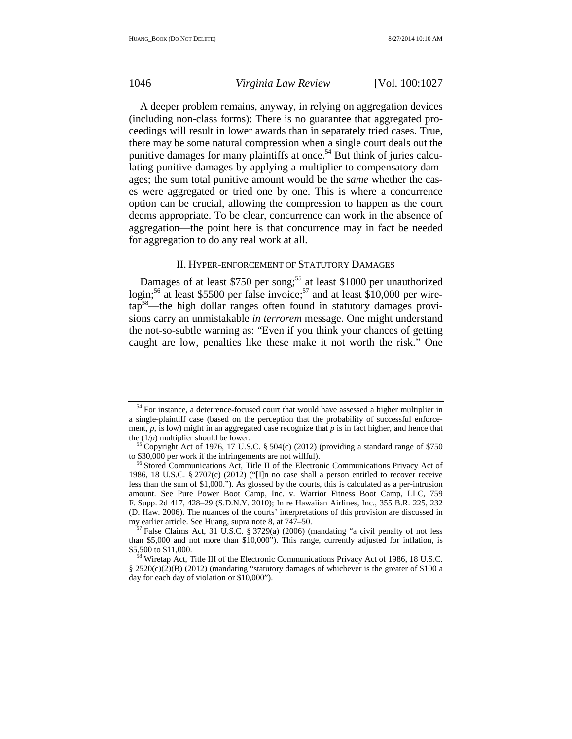A deeper problem remains, anyway, in relying on aggregation devices (including non-class forms): There is no guarantee that aggregated proceedings will result in lower awards than in separately tried cases. True, there may be some natural compression when a single court deals out the punitive damages for many plaintiffs at once.[54] But think of juries calculating punitive damages by applying a multiplier to compensatory damages; the sum total punitive amount would be the *same* whether the cases were aggregated or tried one by one. This is where a concurrence option can be crucial, allowing the compression to happen as the court deems appropriate. To be clear, concurrence can work in the absence of aggregation—the point here is that concurrence may in fact be needed for aggregation to do any real work at all.

## II. HYPER-ENFORCEMENT OF STATUTORY DAMAGES

Damages of at least $750 per song;[55] at least $1000 per unauthorized login;[56] at least $5500 per false invoice;[57] and at least $10,000 per wiretap[58]—the high dollar ranges often found in statutory damages provisions carry an unmistakable *in terrorem* message. One might understand the not-so-subtle warning as: "Even if you think your chances of getting caught are low, penalties like these make it not worth the risk." One

---

[54] For instance, a deterrence-focused court that would have assessed a higher multiplier in a single-plaintiff case (based on the perception that the probability of successful enforcement, $p$, is low) might in an aggregated case recognize that $p$ is in fact higher, and hence that the $(1/p)$ multiplier should be lower.

[55] Copyright Act of 1976, 17 U.S.C. § 504(c) (2012) (providing a standard range of $750 to $30,000 per work if the infringements are not willful).

[56] Stored Communications Act, Title II of the Electronic Communications Privacy Act of 1986, 18 U.S.C. § 2707(c) (2012) ("[I]n no case shall a person entitled to recover receive less than the sum of $1,000."). As glossed by the courts, this is calculated as a per-intrusion amount. See Pure Power Boot Camp, Inc. v. Warrior Fitness Boot Camp, LLC, 759 F. Supp. 2d 417, 428–29 (S.D.N.Y. 2010); In re Hawaiian Airlines, Inc., 355 B.R. 225, 232 (D. Haw. 2006). The nuances of the courts' interpretations of this provision are discussed in my earlier article. See Huang, supra note 8, at 747–50.

[57] False Claims Act, 31 U.S.C. § 3729(a) (2006) (mandating "a civil penalty of not less than $5,000 and not more than $10,000"). This range, currently adjusted for inflation, is $5,500 to $11,000.

[58] Wiretap Act, Title III of the Electronic Communications Privacy Act of 1986, 18 U.S.C. § 2520(c)(2)(B) (2012) (mandating "statutory damages of whichever is the greater of $100 a day for each day of violation or $10,000").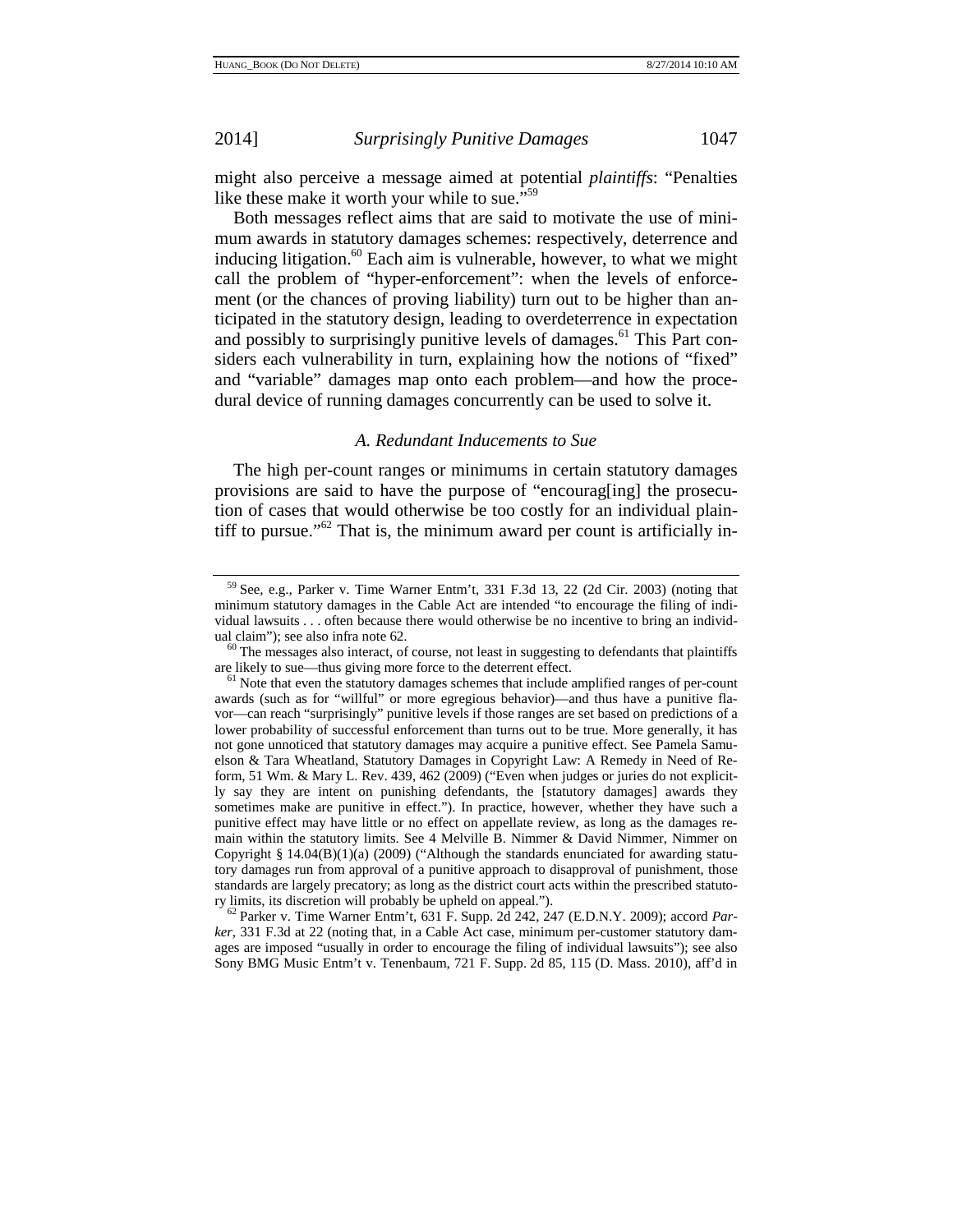might also perceive a message aimed at potential *plaintiffs*: "Penalties like these make it worth your while to sue."[59]

Both messages reflect aims that are said to motivate the use of minimum awards in statutory damages schemes: respectively, deterrence and inducing litigation.[60] Each aim is vulnerable, however, to what we might call the problem of "hyper-enforcement": when the levels of enforcement (or the chances of proving liability) turn out to be higher than anticipated in the statutory design, leading to overdeterrence in expectation and possibly to surprisingly punitive levels of damages.[61] This Part considers each vulnerability in turn, explaining how the notions of "fixed" and "variable" damages map onto each problem—and how the procedural device of running damages concurrently can be used to solve it.

### *A. Redundant Inducements to Sue*

The high per-count ranges or minimums in certain statutory damages provisions are said to have the purpose of "encourag[ing] the prosecution of cases that would otherwise be too costly for an individual plaintiff to pursue."[62] That is, the minimum award per count is artificially in-

---

[59] See, e.g., Parker v. Time Warner Entm't, 331 F.3d 13, 22 (2d Cir. 2003) (noting that minimum statutory damages in the Cable Act are intended "to encourage the filing of individual lawsuits . . . often because there would otherwise be no incentive to bring an individual claim"); see also infra note 62.

[60] The messages also interact, of course, not least in suggesting to defendants that plaintiffs are likely to sue—thus giving more force to the deterrent effect.

[61] Note that even the statutory damages schemes that include amplified ranges of per-count awards (such as for "willful" or more egregious behavior)—and thus have a punitive flavor—can reach "surprisingly" punitive levels if those ranges are set based on predictions of a lower probability of successful enforcement than turns out to be true. More generally, it has not gone unnoticed that statutory damages may acquire a punitive effect. See Pamela Samuelson & Tara Wheatland, Statutory Damages in Copyright Law: A Remedy in Need of Reform, 51 Wm. & Mary L. Rev. 439, 462 (2009) ("Even when judges or juries do not explicitly say they are intent on punishing defendants, the [statutory damages] awards they sometimes make are punitive in effect."). In practice, however, whether they have such a punitive effect may have little or no effect on appellate review, as long as the damages remain within the statutory limits. See 4 Melville B. Nimmer & David Nimmer, Nimmer on Copyright § 14.04(B)(1)(a) (2009) ("Although the standards enunciated for awarding statutory damages run from approval of a punitive approach to disapproval of punishment, those standards are largely precatory; as long as the district court acts within the prescribed statutory limits, its discretion will probably be upheld on appeal.").

[62] Parker v. Time Warner Entm't, 631 F. Supp. 2d 242, 247 (E.D.N.Y. 2009); accord *Parker*, 331 F.3d at 22 (noting that, in a Cable Act case, minimum per-customer statutory damages are imposed "usually in order to encourage the filing of individual lawsuits"); see also Sony BMG Music Entm't v. Tenenbaum, 721 F. Supp. 2d 85, 115 (D. Mass. 2010), aff'd in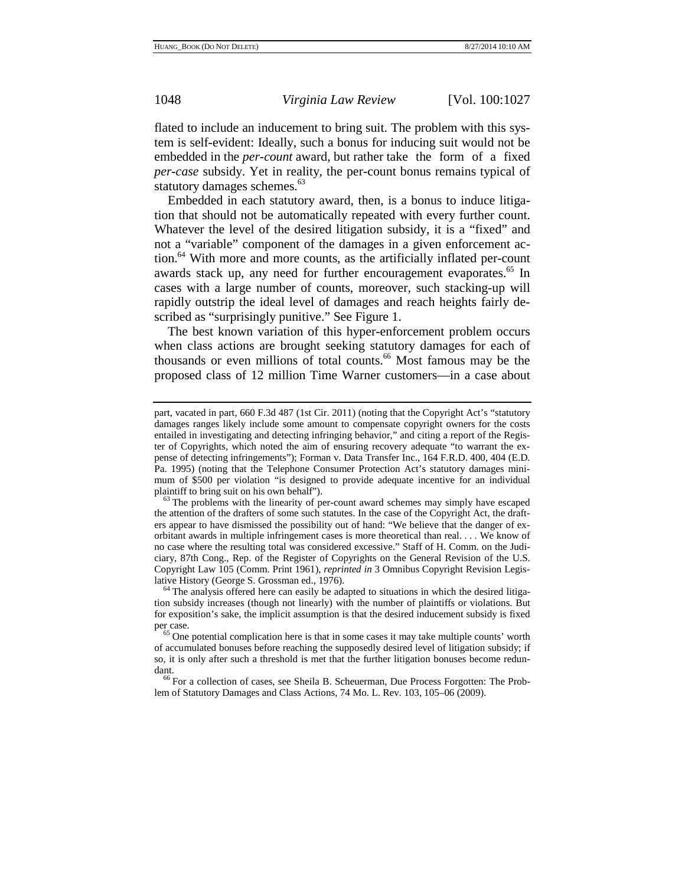flated to include an inducement to bring suit. The problem with this system is self-evident: Ideally, such a bonus for inducing suit would not be embedded in the *per-count* award, but rather take the form of a fixed *per-case* subsidy. Yet in reality, the per-count bonus remains typical of statutory damages schemes.[63]

Embedded in each statutory award, then, is a bonus to induce litigation that should not be automatically repeated with every further count. Whatever the level of the desired litigation subsidy, it is a "fixed" and not a "variable" component of the damages in a given enforcement action.[64] With more and more counts, as the artificially inflated per-count awards stack up, any need for further encouragement evaporates.[65] In cases with a large number of counts, moreover, such stacking-up will rapidly outstrip the ideal level of damages and reach heights fairly described as "surprisingly punitive." See Figure 1.

The best known variation of this hyper-enforcement problem occurs when class actions are brought seeking statutory damages for each of thousands or even millions of total counts.[66] Most famous may be the proposed class of 12 million Time Warner customers—in a case about

---

part, vacated in part, 660 F.3d 487 (1st Cir. 2011) (noting that the Copyright Act's "statutory damages ranges likely include some amount to compensate copyright owners for the costs entailed in investigating and detecting infringing behavior," and citing a report of the Register of Copyrights, which noted the aim of ensuring recovery adequate "to warrant the expense of detecting infringements"); Forman v. Data Transfer Inc., 164 F.R.D. 400, 404 (E.D. Pa. 1995) (noting that the Telephone Consumer Protection Act's statutory damages minimum of $500 per violation "is designed to provide adequate incentive for an individual plaintiff to bring suit on his own behalf").

[63] The problems with the linearity of per-count award schemes may simply have escaped the attention of the drafters of some such statutes. In the case of the Copyright Act, the drafters appear to have dismissed the possibility out of hand: "We believe that the danger of exorbitant awards in multiple infringement cases is more theoretical than real. . . . We know of no case where the resulting total was considered excessive." Staff of H. Comm. on the Judiciary, 87th Cong., Rep. of the Register of Copyrights on the General Revision of the U.S. Copyright Law 105 (Comm. Print 1961), *reprinted in* 3 Omnibus Copyright Revision Legislative History (George S. Grossman ed., 1976).

[64] The analysis offered here can easily be adapted to situations in which the desired litigation subsidy increases (though not linearly) with the number of plaintiffs or violations. But for exposition's sake, the implicit assumption is that the desired inducement subsidy is fixed per case.

[65] One potential complication here is that in some cases it may take multiple counts' worth of accumulated bonuses before reaching the supposedly desired level of litigation subsidy; if so, it is only after such a threshold is met that the further litigation bonuses become redundant.

[66] For a collection of cases, see Sheila B. Scheuerman, Due Process Forgotten: The Problem of Statutory Damages and Class Actions, 74 Mo. L. Rev. 103, 105–06 (2009).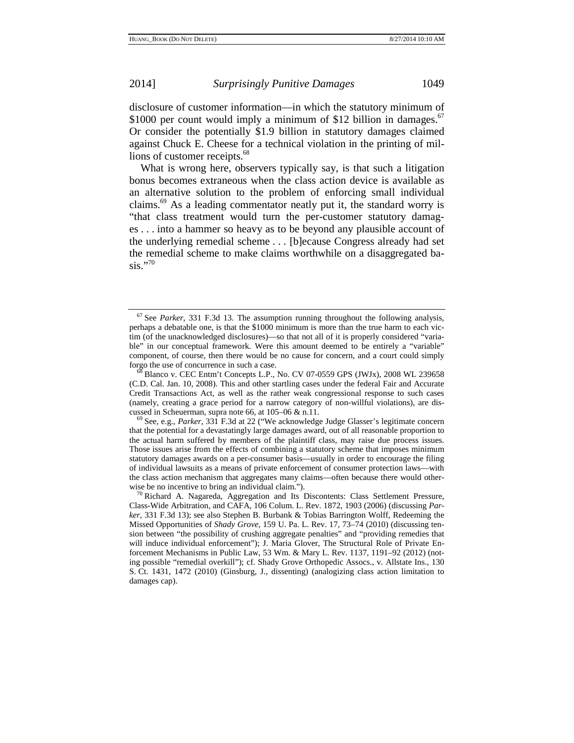disclosure of customer information—in which the statutory minimum of $1000 per count would imply a minimum of $12 billion in damages.[67] Or consider the potentially $1.9 billion in statutory damages claimed against Chuck E. Cheese for a technical violation in the printing of millions of customer receipts.[68]

What is wrong here, observers typically say, is that such a litigation bonus becomes extraneous when the class action device is available as an alternative solution to the problem of enforcing small individual claims.[69] As a leading commentator neatly put it, the standard worry is "that class treatment would turn the per-customer statutory damages . . . into a hammer so heavy as to be beyond any plausible account of the underlying remedial scheme . . . [b]ecause Congress already had set the remedial scheme to make claims worthwhile on a disaggregated basis."[70]

---

[67] See *Parker*, 331 F.3d 13. The assumption running throughout the following analysis, perhaps a debatable one, is that the $1000 minimum is more than the true harm to each victim (of the unacknowledged disclosures)—so that not all of it is properly considered "variable" in our conceptual framework. Were this amount deemed to be entirely a "variable" component, of course, then there would be no cause for concern, and a court could simply forgo the use of concurrence in such a case.

[68] Blanco v. CEC Entm't Concepts L.P., No. CV 07-0559 GPS (JWJx), 2008 WL 239658 (C.D. Cal. Jan. 10, 2008). This and other startling cases under the federal Fair and Accurate Credit Transactions Act, as well as the rather weak congressional response to such cases (namely, creating a grace period for a narrow category of non-willful violations), are discussed in Scheuerman, supra note 66, at 105–06 & n.11.

[69] See, e.g., *Parker*, 331 F.3d at 22 ("We acknowledge Judge Glasser's legitimate concern that the potential for a devastatingly large damages award, out of all reasonable proportion to the actual harm suffered by members of the plaintiff class, may raise due process issues. Those issues arise from the effects of combining a statutory scheme that imposes minimum statutory damages awards on a per-consumer basis—usually in order to encourage the filing of individual lawsuits as a means of private enforcement of consumer protection laws—with the class action mechanism that aggregates many claims—often because there would otherwise be no incentive to bring an individual claim.").

[70] Richard A. Nagareda, Aggregation and Its Discontents: Class Settlement Pressure, Class-Wide Arbitration, and CAFA, 106 Colum. L. Rev. 1872, 1903 (2006) (discussing *Parker*, 331 F.3d 13); see also Stephen B. Burbank & Tobias Barrington Wolff, Redeeming the Missed Opportunities of *Shady Grove*, 159 U. Pa. L. Rev. 17, 73–74 (2010) (discussing tension between "the possibility of crushing aggregate penalties" and "providing remedies that will induce individual enforcement"); J. Maria Glover, The Structural Role of Private Enforcement Mechanisms in Public Law, 53 Wm. & Mary L. Rev. 1137, 1191–92 (2012) (noting possible "remedial overkill"); cf. Shady Grove Orthopedic Assocs., v. Allstate Ins., 130 S. Ct. 1431, 1472 (2010) (Ginsburg, J., dissenting) (analogizing class action limitation to damages cap).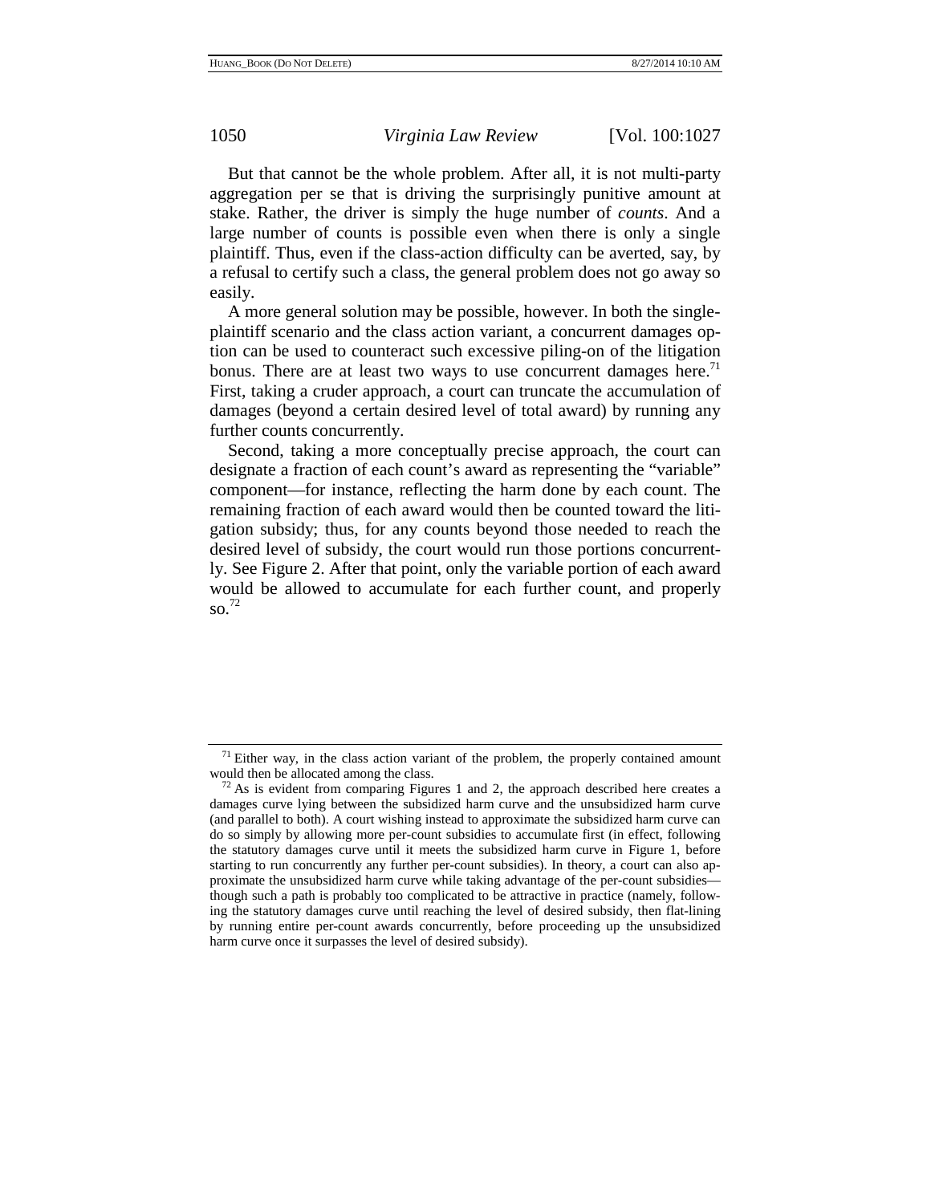But that cannot be the whole problem. After all, it is not multi-party aggregation per se that is driving the surprisingly punitive amount at stake. Rather, the driver is simply the huge number of *counts*. And a large number of counts is possible even when there is only a single plaintiff. Thus, even if the class-action difficulty can be averted, say, by a refusal to certify such a class, the general problem does not go away so easily.

A more general solution may be possible, however. In both the single-plaintiff scenario and the class action variant, a concurrent damages option can be used to counteract such excessive piling-on of the litigation bonus. There are at least two ways to use concurrent damages here.[71] First, taking a cruder approach, a court can truncate the accumulation of damages (beyond a certain desired level of total award) by running any further counts concurrently.

Second, taking a more conceptually precise approach, the court can designate a fraction of each count's award as representing the "variable" component—for instance, reflecting the harm done by each count. The remaining fraction of each award would then be counted toward the litigation subsidy; thus, for any counts beyond those needed to reach the desired level of subsidy, the court would run those portions concurrently. See Figure 2. After that point, only the variable portion of each award would be allowed to accumulate for each further count, and properly so.[72]

---

[71] Either way, in the class action variant of the problem, the properly contained amount would then be allocated among the class.

[72] As is evident from comparing Figures 1 and 2, the approach described here creates a damages curve lying between the subsidized harm curve and the unsubsidized harm curve (and parallel to both). A court wishing instead to approximate the subsidized harm curve can do so simply by allowing more per-count subsidies to accumulate first (in effect, following the statutory damages curve until it meets the subsidized harm curve in Figure 1, before starting to run concurrently any further per-count subsidies). In theory, a court can also approximate the unsubsidized harm curve while taking advantage of the per-count subsidies—though such a path is probably too complicated to be attractive in practice (namely, following the statutory damages curve until reaching the level of desired subsidy, then flat-lining by running entire per-count awards concurrently, before proceeding up the unsubsidized harm curve once it surpasses the level of desired subsidy).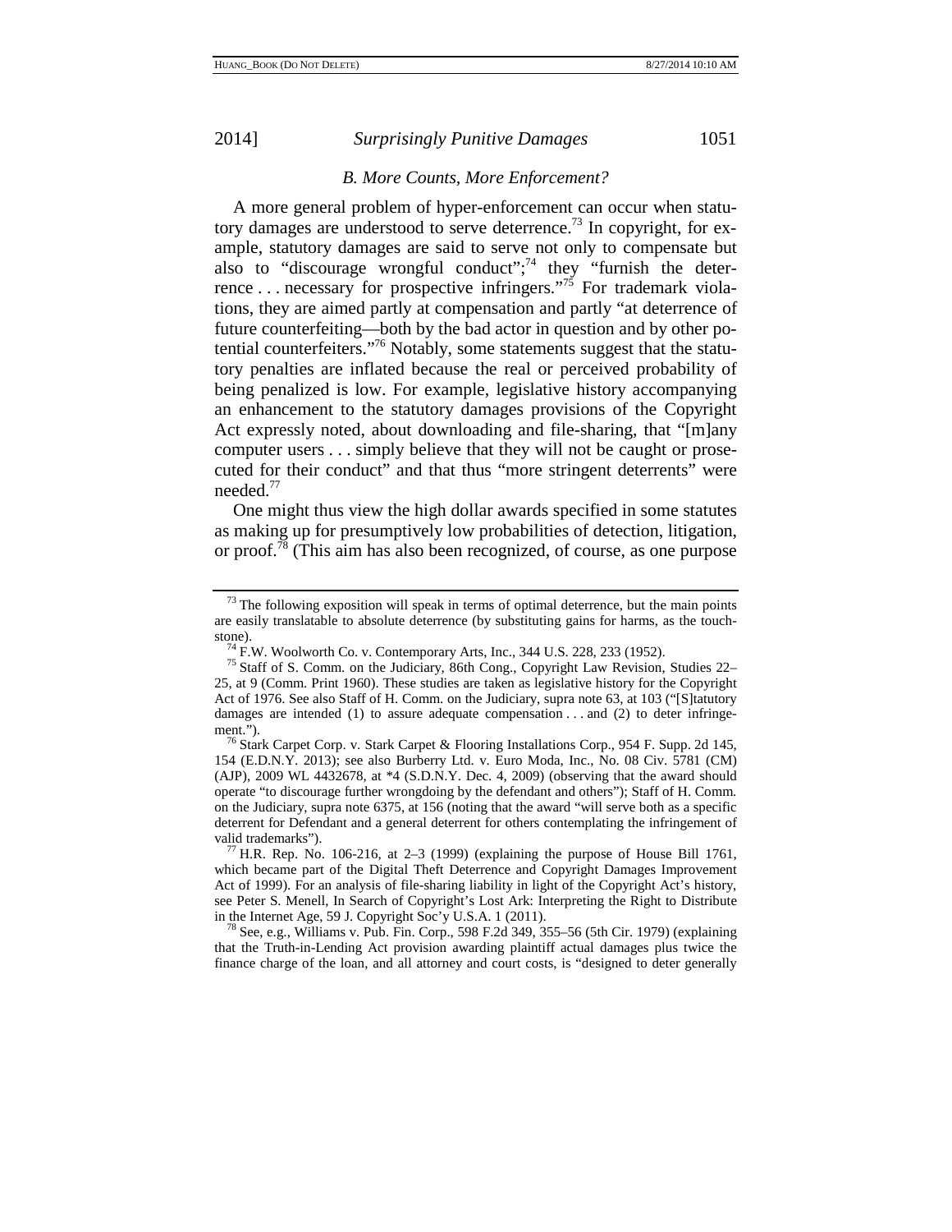### *B. More Counts, More Enforcement?*

A more general problem of hyper-enforcement can occur when statutory damages are understood to serve deterrence.[73] In copyright, for example, statutory damages are said to serve not only to compensate but also to "discourage wrongful conduct";[74] they "furnish the deterrence . . . necessary for prospective infringers."[75] For trademark violations, they are aimed partly at compensation and partly "at deterrence of future counterfeiting—both by the bad actor in question and by other potential counterfeiters."[76] Notably, some statements suggest that the statutory penalties are inflated because the real or perceived probability of being penalized is low. For example, legislative history accompanying an enhancement to the statutory damages provisions of the Copyright Act expressly noted, about downloading and file-sharing, that "[m]any computer users . . . simply believe that they will not be caught or prosecuted for their conduct" and that thus "more stringent deterrents" were needed.[77]

One might thus view the high dollar awards specified in some statutes as making up for presumptively low probabilities of detection, litigation, or proof.[78] (This aim has also been recognized, of course, as one purpose

---

[73] The following exposition will speak in terms of optimal deterrence, but the main points are easily translatable to absolute deterrence (by substituting gains for harms, as the touchstone).

[74] F.W. Woolworth Co. v. Contemporary Arts, Inc., 344 U.S. 228, 233 (1952).

[75] Staff of S. Comm. on the Judiciary, 86th Cong., Copyright Law Revision, Studies 22–25, at 9 (Comm. Print 1960). These studies are taken as legislative history for the Copyright Act of 1976. See also Staff of H. Comm. on the Judiciary, supra note 63, at 103 ("[S]tatutory damages are intended (1) to assure adequate compensation . . . and (2) to deter infringement.").

[76] Stark Carpet Corp. v. Stark Carpet & Flooring Installations Corp., 954 F. Supp. 2d 145, 154 (E.D.N.Y. 2013); see also Burberry Ltd. v. Euro Moda, Inc., No. 08 Civ. 5781 (CM) (AJP), 2009 WL 4432678, at *4 (S.D.N.Y. Dec. 4, 2009) (observing that the award should operate "to discourage further wrongdoing by the defendant and others"); Staff of H. Comm. on the Judiciary, supra note 6375, at 156 (noting that the award "will serve both as a specific deterrent for Defendant and a general deterrent for others contemplating the infringement of valid trademarks").

[77] H.R. Rep. No. 106-216, at 2–3 (1999) (explaining the purpose of House Bill 1761, which became part of the Digital Theft Deterrence and Copyright Damages Improvement Act of 1999). For an analysis of file-sharing liability in light of the Copyright Act's history, see Peter S. Menell, In Search of Copyright's Lost Ark: Interpreting the Right to Distribute in the Internet Age, 59 J. Copyright Soc'y U.S.A. 1 (2011).

[78] See, e.g., Williams v. Pub. Fin. Corp., 598 F.2d 349, 355–56 (5th Cir. 1979) (explaining that the Truth-in-Lending Act provision awarding plaintiff actual damages plus twice the finance charge of the loan, and all attorney and court costs, is "designed to deter generally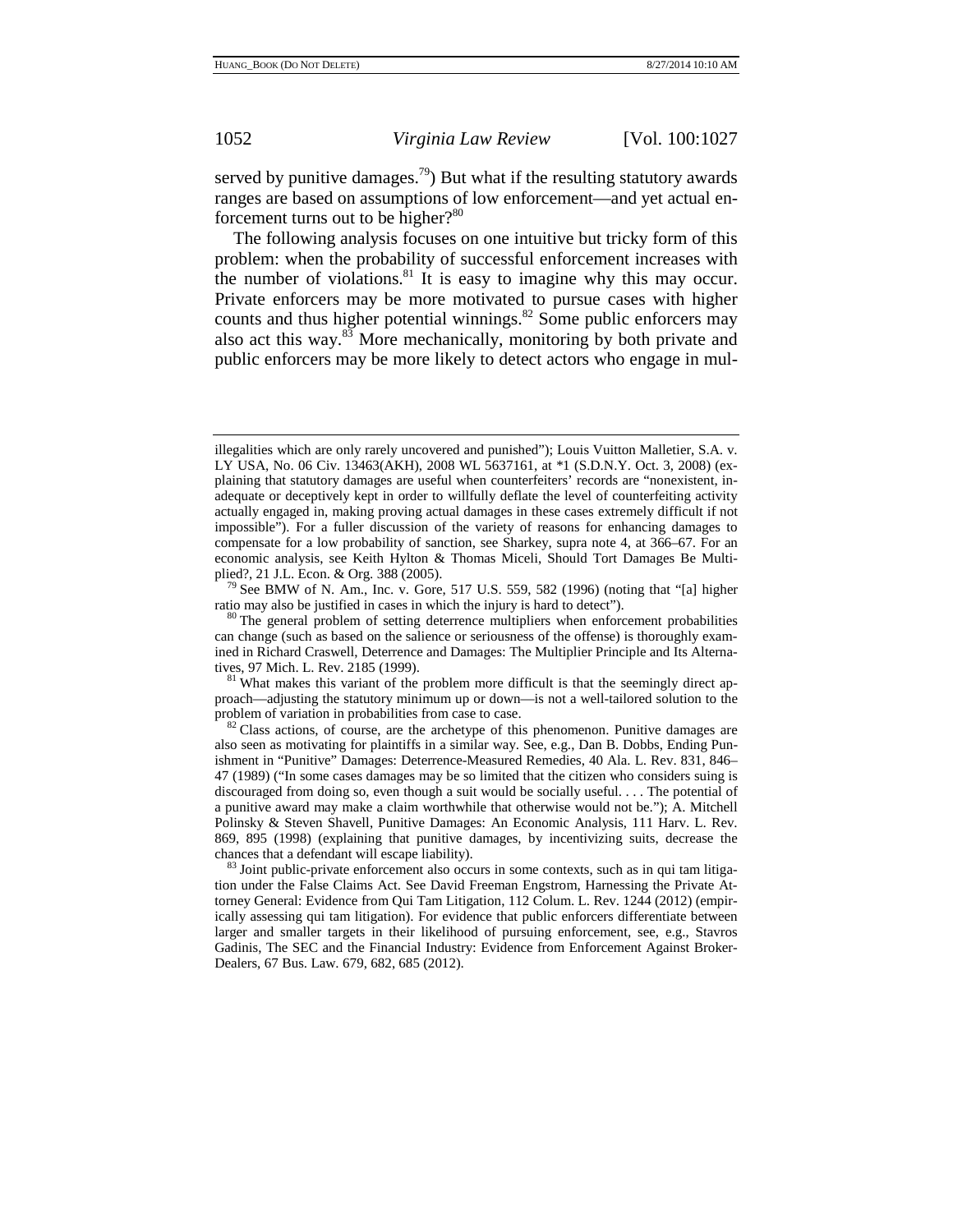served by punitive damages.[79]) But what if the resulting statutory awards ranges are based on assumptions of low enforcement—and yet actual enforcement turns out to be higher?[80]

The following analysis focuses on one intuitive but tricky form of this problem: when the probability of successful enforcement increases with the number of violations.[81] It is easy to imagine why this may occur. Private enforcers may be more motivated to pursue cases with higher counts and thus higher potential winnings.[82] Some public enforcers may also act this way.[83] More mechanically, monitoring by both private and public enforcers may be more likely to detect actors who engage in mul-

---

illegalities which are only rarely uncovered and punished"); Louis Vuitton Malletier, S.A. v. LY USA, No. 06 Civ. 13463(AKH), 2008 WL 5637161, at *1 (S.D.N.Y. Oct. 3, 2008) (explaining that statutory damages are useful when counterfeiters' records are "nonexistent, inadequate or deceptively kept in order to willfully deflate the level of counterfeiting activity actually engaged in, making proving actual damages in these cases extremely difficult if not impossible"). For a fuller discussion of the variety of reasons for enhancing damages to compensate for a low probability of sanction, see Sharkey, supra note 4, at 366–67. For an economic analysis, see Keith Hylton & Thomas Miceli, Should Tort Damages Be Multiplied?, 21 J.L. Econ. & Org. 388 (2005).

[79] See BMW of N. Am., Inc. v. Gore, 517 U.S. 559, 582 (1996) (noting that "[a] higher ratio may also be justified in cases in which the injury is hard to detect").

[80] The general problem of setting deterrence multipliers when enforcement probabilities can change (such as based on the salience or seriousness of the offense) is thoroughly examined in Richard Craswell, Deterrence and Damages: The Multiplier Principle and Its Alternatives, 97 Mich. L. Rev. 2185 (1999).

[81] What makes this variant of the problem more difficult is that the seemingly direct approach—adjusting the statutory minimum up or down—is not a well-tailored solution to the problem of variation in probabilities from case to case.

[82] Class actions, of course, are the archetype of this phenomenon. Punitive damages are also seen as motivating for plaintiffs in a similar way. See, e.g., Dan B. Dobbs, Ending Punishment in "Punitive" Damages: Deterrence-Measured Remedies, 40 Ala. L. Rev. 831, 846–47 (1989) ("In some cases damages may be so limited that the citizen who considers suing is discouraged from doing so, even though a suit would be socially useful. . . . The potential of a punitive award may make a claim worthwhile that otherwise would not be."); A. Mitchell Polinsky & Steven Shavell, Punitive Damages: An Economic Analysis, 111 Harv. L. Rev. 869, 895 (1998) (explaining that punitive damages, by incentivizing suits, decrease the chances that a defendant will escape liability).

[83] Joint public-private enforcement also occurs in some contexts, such as in qui tam litigation under the False Claims Act. See David Freeman Engstrom, Harnessing the Private Attorney General: Evidence from Qui Tam Litigation, 112 Colum. L. Rev. 1244 (2012) (empirically assessing qui tam litigation). For evidence that public enforcers differentiate between larger and smaller targets in their likelihood of pursuing enforcement, see, e.g., Stavros Gadinis, The SEC and the Financial Industry: Evidence from Enforcement Against Broker-Dealers, 67 Bus. Law. 679, 682, 685 (2012).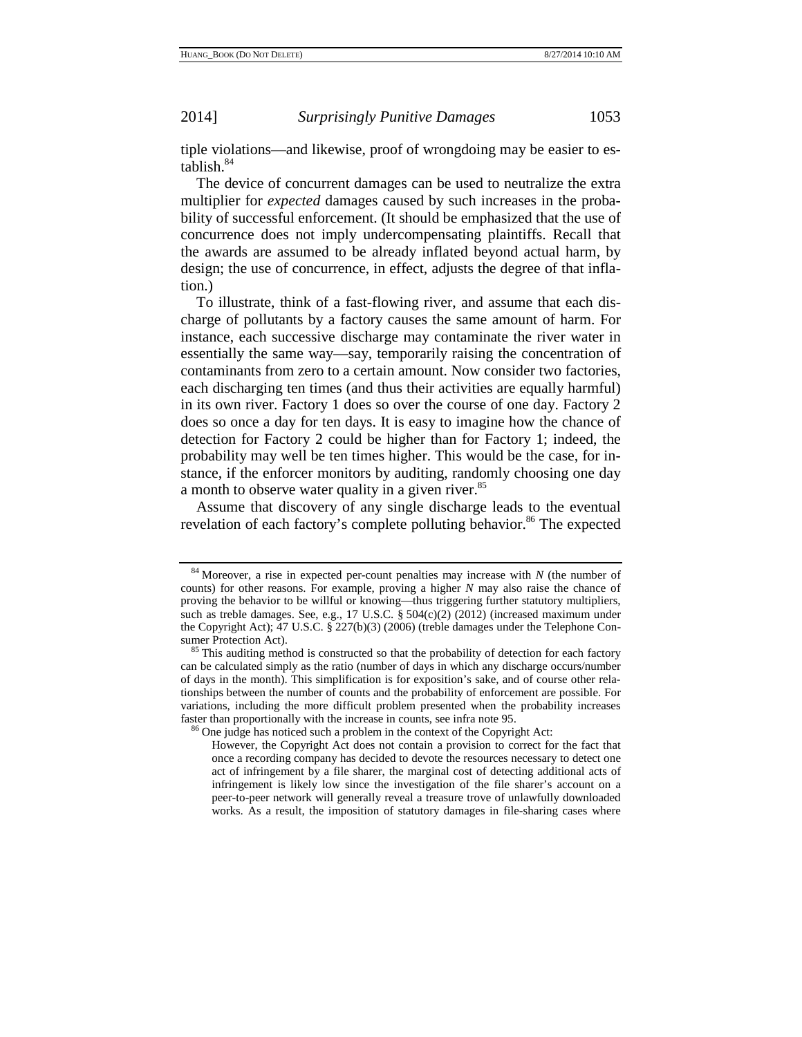tiple violations—and likewise, proof of wrongdoing may be easier to establish.[84]

The device of concurrent damages can be used to neutralize the extra multiplier for *expected* damages caused by such increases in the probability of successful enforcement. (It should be emphasized that the use of concurrence does not imply undercompensating plaintiffs. Recall that the awards are assumed to be already inflated beyond actual harm, by design; the use of concurrence, in effect, adjusts the degree of that inflation.)

To illustrate, think of a fast-flowing river, and assume that each discharge of pollutants by a factory causes the same amount of harm. For instance, each successive discharge may contaminate the river water in essentially the same way—say, temporarily raising the concentration of contaminants from zero to a certain amount. Now consider two factories, each discharging ten times (and thus their activities are equally harmful) in its own river. Factory 1 does so over the course of one day. Factory 2 does so once a day for ten days. It is easy to imagine how the chance of detection for Factory 2 could be higher than for Factory 1; indeed, the probability may well be ten times higher. This would be the case, for instance, if the enforcer monitors by auditing, randomly choosing one day a month to observe water quality in a given river.[85]

Assume that discovery of any single discharge leads to the eventual revelation of each factory's complete polluting behavior.[86] The expected

---

[84] Moreover, a rise in expected per-count penalties may increase with $N$ (the number of counts) for other reasons. For example, proving a higher $N$ may also raise the chance of proving the behavior to be willful or knowing—thus triggering further statutory multipliers, such as treble damages. See, e.g., 17 U.S.C. § 504(c)(2) (2012) (increased maximum under the Copyright Act); 47 U.S.C. § 227(b)(3) (2006) (treble damages under the Telephone Consumer Protection Act).

[85] This auditing method is constructed so that the probability of detection for each factory can be calculated simply as the ratio (number of days in which any discharge occurs/number of days in the month). This simplification is for exposition's sake, and of course other relationships between the number of counts and the probability of enforcement are possible. For variations, including the more difficult problem presented when the probability increases faster than proportionally with the increase in counts, see infra note 95.

[86] One judge has noticed such a problem in the context of the Copyright Act:

> However, the Copyright Act does not contain a provision to correct for the fact that once a recording company has decided to devote the resources necessary to detect one act of infringement by a file sharer, the marginal cost of detecting additional acts of infringement is likely low since the investigation of the file sharer's account on a peer-to-peer network will generally reveal a treasure trove of unlawfully downloaded works. As a result, the imposition of statutory damages in file-sharing cases where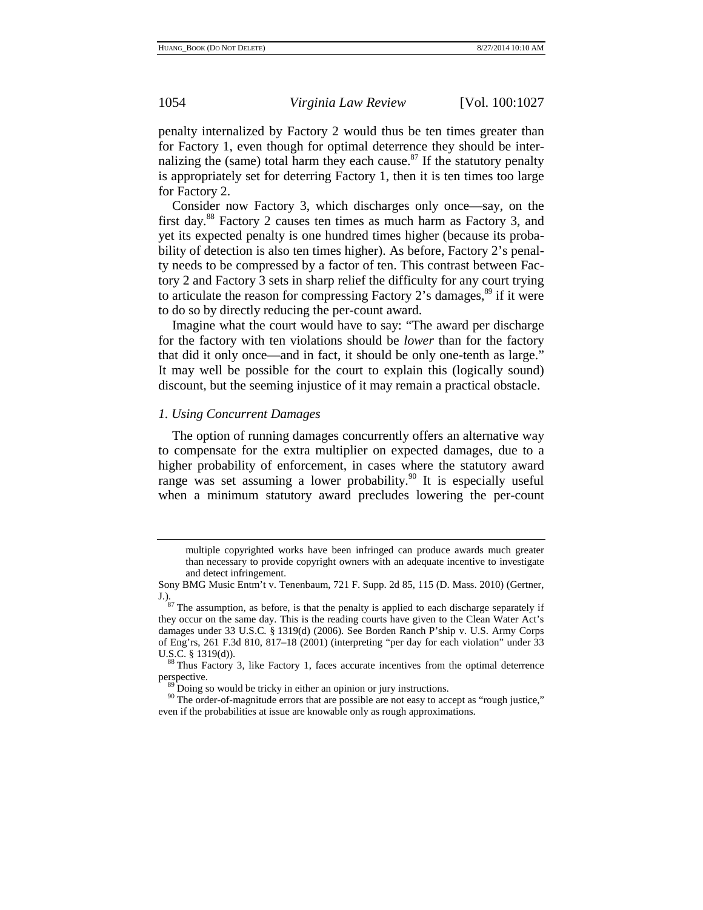penalty internalized by Factory 2 would thus be ten times greater than for Factory 1, even though for optimal deterrence they should be internalizing the (same) total harm they each cause.[87] If the statutory penalty is appropriately set for deterring Factory 1, then it is ten times too large for Factory 2.

Consider now Factory 3, which discharges only once—say, on the first day.[88] Factory 2 causes ten times as much harm as Factory 3, and yet its expected penalty is one hundred times higher (because its probability of detection is also ten times higher). As before, Factory 2's penalty needs to be compressed by a factor of ten. This contrast between Factory 2 and Factory 3 sets in sharp relief the difficulty for any court trying to articulate the reason for compressing Factory 2's damages,[89] if it were to do so by directly reducing the per-count award.

Imagine what the court would have to say: "The award per discharge for the factory with ten violations should be *lower* than for the factory that did it only once—and in fact, it should be only one-tenth as large." It may well be possible for the court to explain this (logically sound) discount, but the seeming injustice of it may remain a practical obstacle.

### *1. Using Concurrent Damages*

The option of running damages concurrently offers an alternative way to compensate for the extra multiplier on expected damages, due to a higher probability of enforcement, in cases where the statutory award range was set assuming a lower probability.[90] It is especially useful when a minimum statutory award precludes lowering the per-count

> multiple copyrighted works have been infringed can produce awards much greater than necessary to provide copyright owners with an adequate incentive to investigate and detect infringement.

Sony BMG Music Entm't v. Tenenbaum, 721 F. Supp. 2d 85, 115 (D. Mass. 2010) (Gertner, J.).

[87] The assumption, as before, is that the penalty is applied to each discharge separately if they occur on the same day. This is the reading courts have given to the Clean Water Act's damages under 33 U.S.C. § 1319(d) (2006). See Borden Ranch P'ship v. U.S. Army Corps of Eng'rs, 261 F.3d 810, 817–18 (2001) (interpreting "per day for each violation" under 33 U.S.C. § 1319(d)).

[88] Thus Factory 3, like Factory 1, faces accurate incentives from the optimal deterrence perspective.

[89] Doing so would be tricky in either an opinion or jury instructions.

[90] The order-of-magnitude errors that are possible are not easy to accept as "rough justice," even if the probabilities at issue are knowable only as rough approximations.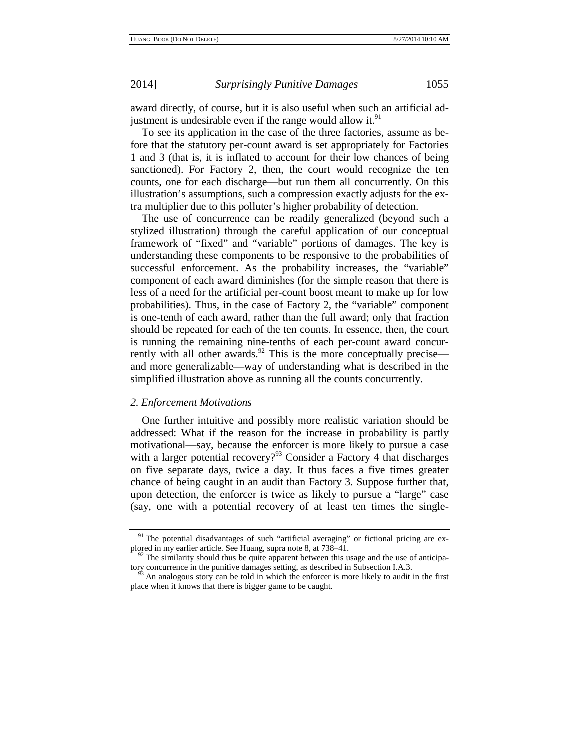award directly, of course, but it is also useful when such an artificial adjustment is undesirable even if the range would allow it.[91]

To see its application in the case of the three factories, assume as before that the statutory per-count award is set appropriately for Factories 1 and 3 (that is, it is inflated to account for their low chances of being sanctioned). For Factory 2, then, the court would recognize the ten counts, one for each discharge—but run them all concurrently. On this illustration's assumptions, such a compression exactly adjusts for the extra multiplier due to this polluter's higher probability of detection.

The use of concurrence can be readily generalized (beyond such a stylized illustration) through the careful application of our conceptual framework of "fixed" and "variable" portions of damages. The key is understanding these components to be responsive to the probabilities of successful enforcement. As the probability increases, the "variable" component of each award diminishes (for the simple reason that there is less of a need for the artificial per-count boost meant to make up for low probabilities). Thus, in the case of Factory 2, the "variable" component is one-tenth of each award, rather than the full award; only that fraction should be repeated for each of the ten counts. In essence, then, the court is running the remaining nine-tenths of each per-count award concurrently with all other awards.[92] This is the more conceptually precise—and more generalizable—way of understanding what is described in the simplified illustration above as running all the counts concurrently.

### *2. Enforcement Motivations*

One further intuitive and possibly more realistic variation should be addressed: What if the reason for the increase in probability is partly motivational—say, because the enforcer is more likely to pursue a case with a larger potential recovery?[93] Consider a Factory 4 that discharges on five separate days, twice a day. It thus faces a five times greater chance of being caught in an audit than Factory 3. Suppose further that, upon detection, the enforcer is twice as likely to pursue a "large" case (say, one with a potential recovery of at least ten times the single-

---

[91] The potential disadvantages of such "artificial averaging" or fictional pricing are explored in my earlier article. See Huang, supra note 8, at 738–41.

[92] The similarity should thus be quite apparent between this usage and the use of anticipatory concurrence in the punitive damages setting, as described in Subsection I.A.3.

[93] An analogous story can be told in which the enforcer is more likely to audit in the first place when it knows that there is bigger game to be caught.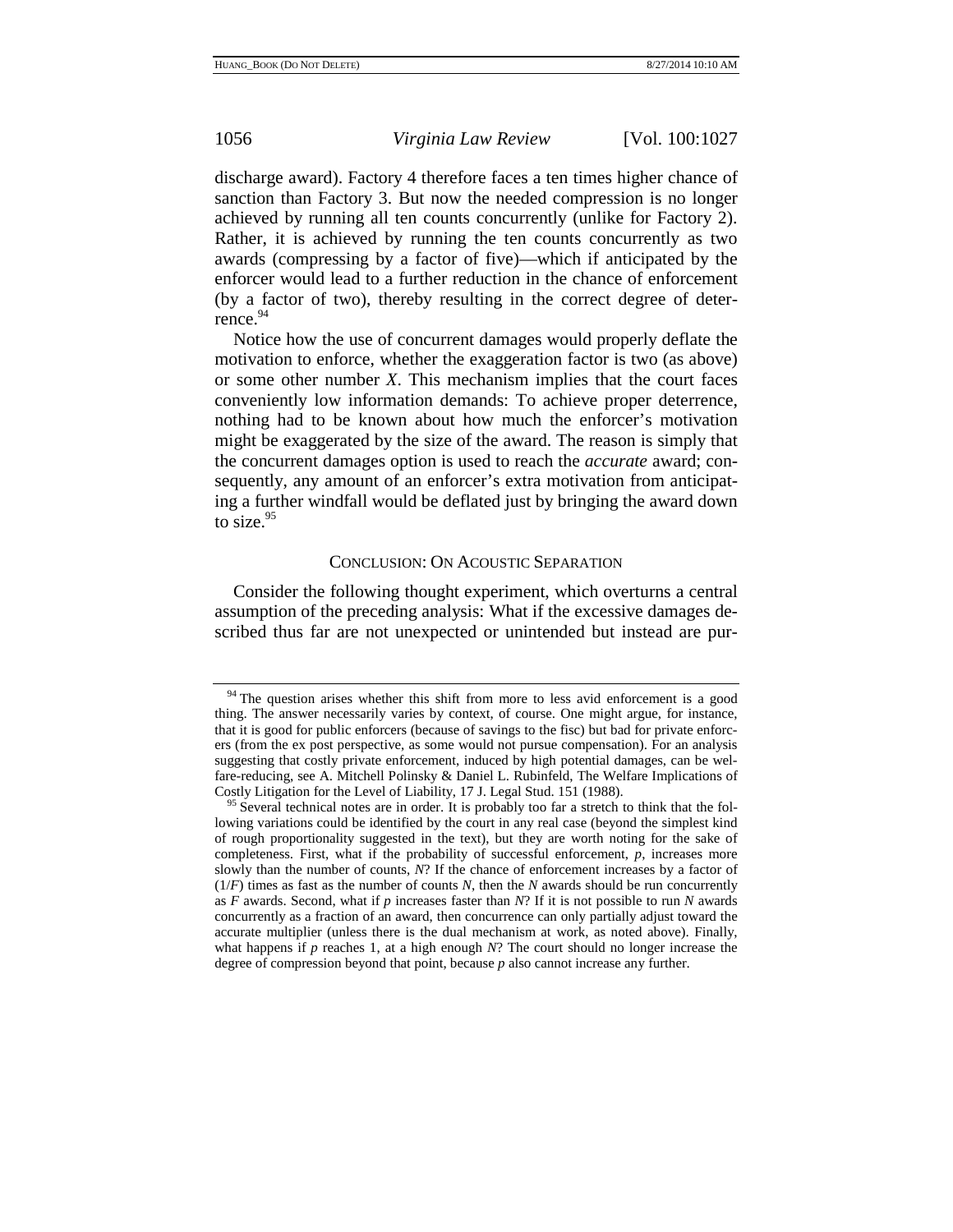discharge award). Factory 4 therefore faces a ten times higher chance of sanction than Factory 3. But now the needed compression is no longer achieved by running all ten counts concurrently (unlike for Factory 2). Rather, it is achieved by running the ten counts concurrently as two awards (compressing by a factor of five)—which if anticipated by the enforcer would lead to a further reduction in the chance of enforcement (by a factor of two), thereby resulting in the correct degree of deterrence.[94]

Notice how the use of concurrent damages would properly deflate the motivation to enforce, whether the exaggeration factor is two (as above) or some other number $X$. This mechanism implies that the court faces conveniently low information demands: To achieve proper deterrence, nothing had to be known about how much the enforcer's motivation might be exaggerated by the size of the award. The reason is simply that the concurrent damages option is used to reach the *accurate* award; consequently, any amount of an enforcer's extra motivation from anticipating a further windfall would be deflated just by bringing the award down to size.[95]

## CONCLUSION: ON ACOUSTIC SEPARATION

Consider the following thought experiment, which overturns a central assumption of the preceding analysis: What if the excessive damages described thus far are not unexpected or unintended but instead are pur-

---

[94] The question arises whether this shift from more to less avid enforcement is a good thing. The answer necessarily varies by context, of course. One might argue, for instance, that it is good for public enforcers (because of savings to the fisc) but bad for private enforcers (from the ex post perspective, as some would not pursue compensation). For an analysis suggesting that costly private enforcement, induced by high potential damages, can be welfare-reducing, see A. Mitchell Polinsky & Daniel L. Rubinfeld, The Welfare Implications of Costly Litigation for the Level of Liability, 17 J. Legal Stud. 151 (1988).

[95] Several technical notes are in order. It is probably too far a stretch to think that the following variations could be identified by the court in any real case (beyond the simplest kind of rough proportionality suggested in the text), but they are worth noting for the sake of completeness. First, what if the probability of successful enforcement, $p$, increases more slowly than the number of counts, $N$? If the chance of enforcement increases by a factor of $(1/F)$ times as fast as the number of counts $N$, then the $N$ awards should be run concurrently as $F$ awards. Second, what if $p$ increases faster than $N$? If it is not possible to run $N$ awards concurrently as a fraction of an award, then concurrence can only partially adjust toward the accurate multiplier (unless there is the dual mechanism at work, as noted above). Finally, what happens if $p$ reaches 1, at a high enough $N$? The court should no longer increase the degree of compression beyond that point, because $p$ also cannot increase any further.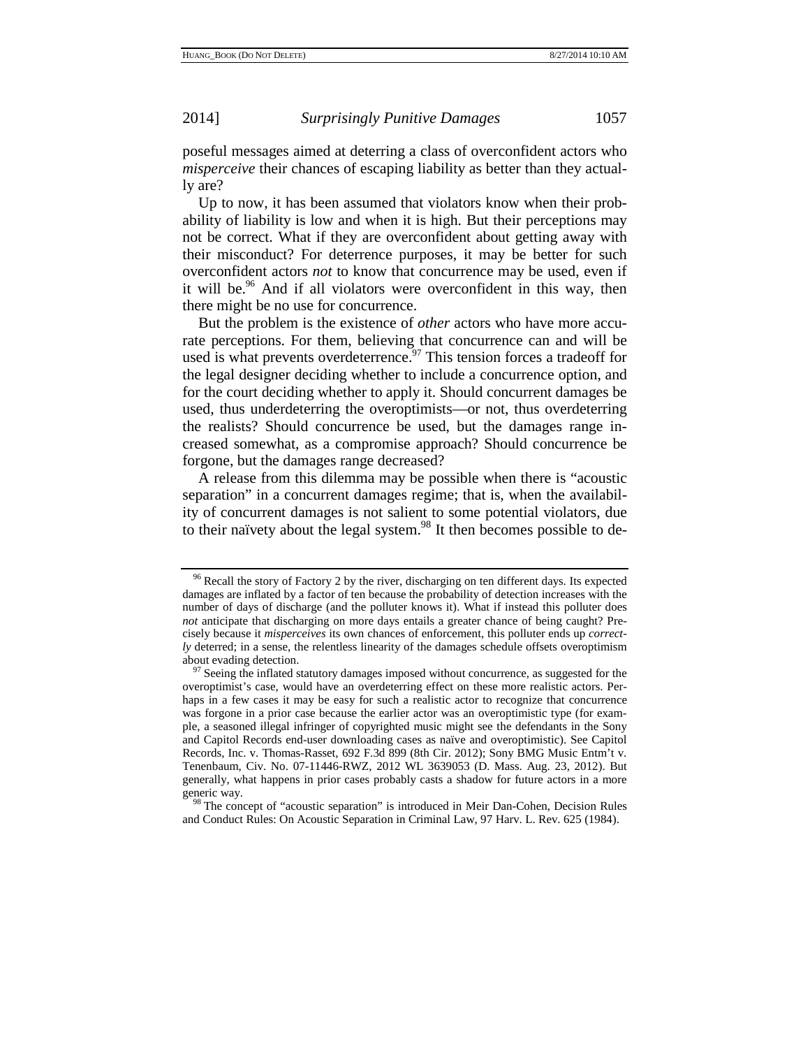poseful messages aimed at deterring a class of overconfident actors who *misperceive* their chances of escaping liability as better than they actually are?

Up to now, it has been assumed that violators know when their probability of liability is low and when it is high. But their perceptions may not be correct. What if they are overconfident about getting away with their misconduct? For deterrence purposes, it may be better for such overconfident actors *not* to know that concurrence may be used, even if it will be.[96] And if all violators were overconfident in this way, then there might be no use for concurrence.

But the problem is the existence of *other* actors who have more accurate perceptions. For them, believing that concurrence can and will be used is what prevents overdeterrence.[97] This tension forces a tradeoff for the legal designer deciding whether to include a concurrence option, and for the court deciding whether to apply it. Should concurrent damages be used, thus underdeterring the overoptimists—or not, thus overdeterring the realists? Should concurrence be used, but the damages range increased somewhat, as a compromise approach? Should concurrence be forgone, but the damages range decreased?

A release from this dilemma may be possible when there is "acoustic separation" in a concurrent damages regime; that is, when the availability of concurrent damages is not salient to some potential violators, due to their naïvety about the legal system.[98] It then becomes possible to de-

---

[96] Recall the story of Factory 2 by the river, discharging on ten different days. Its expected damages are inflated by a factor of ten because the probability of detection increases with the number of days of discharge (and the polluter knows it). What if instead this polluter does *not* anticipate that discharging on more days entails a greater chance of being caught? Precisely because it *misperceives* its own chances of enforcement, this polluter ends up *correctly* deterred; in a sense, the relentless linearity of the damages schedule offsets overoptimism about evading detection.

[97] Seeing the inflated statutory damages imposed without concurrence, as suggested for the overoptimist's case, would have an overdeterring effect on these more realistic actors. Perhaps in a few cases it may be easy for such a realistic actor to recognize that concurrence was forgone in a prior case because the earlier actor was an overoptimistic type (for example, a seasoned illegal infringer of copyrighted music might see the defendants in the Sony and Capitol Records end-user downloading cases as naïve and overoptimistic). See Capitol Records, Inc. v. Thomas-Rasset, 692 F.3d 899 (8th Cir. 2012); Sony BMG Music Entm't v. Tenenbaum, Civ. No. 07-11446-RWZ, 2012 WL 3639053 (D. Mass. Aug. 23, 2012). But generally, what happens in prior cases probably casts a shadow for future actors in a more generic way.

[98] The concept of "acoustic separation" is introduced in Meir Dan-Cohen, Decision Rules and Conduct Rules: On Acoustic Separation in Criminal Law, 97 Harv. L. Rev. 625 (1984).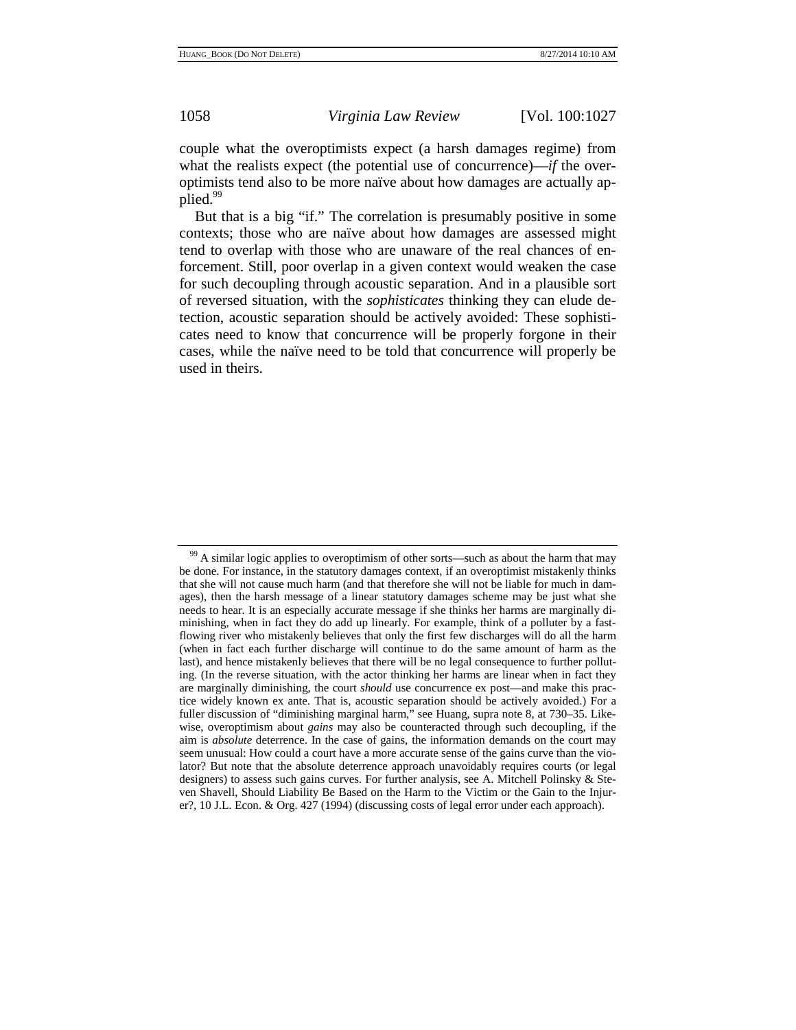couple what the overoptimists expect (a harsh damages regime) from what the realists expect (the potential use of concurrence)—*if* the overoptimists tend also to be more naïve about how damages are actually applied.[99]

But that is a big "if." The correlation is presumably positive in some contexts; those who are naïve about how damages are assessed might tend to overlap with those who are unaware of the real chances of enforcement. Still, poor overlap in a given context would weaken the case for such decoupling through acoustic separation. And in a plausible sort of reversed situation, with the *sophisticates* thinking they can elude detection, acoustic separation should be actively avoided: These sophisticates need to know that concurrence will be properly forgone in their cases, while the naïve need to be told that concurrence will properly be used in theirs.

---

[99] A similar logic applies to overoptimism of other sorts—such as about the harm that may be done. For instance, in the statutory damages context, if an overoptimist mistakenly thinks that she will not cause much harm (and that therefore she will not be liable for much in damages), then the harsh message of a linear statutory damages scheme may be just what she needs to hear. It is an especially accurate message if she thinks her harms are marginally diminishing, when in fact they do add up linearly. For example, think of a polluter by a fast-flowing river who mistakenly believes that only the first few discharges will do all the harm (when in fact each further discharge will continue to do the same amount of harm as the last), and hence mistakenly believes that there will be no legal consequence to further polluting. (In the reverse situation, with the actor thinking her harms are linear when in fact they are marginally diminishing, the court *should* use concurrence ex post—and make this practice widely known ex ante. That is, acoustic separation should be actively avoided.) For a fuller discussion of "diminishing marginal harm," see Huang, supra note 8, at 730–35. Likewise, overoptimism about *gains* may also be counteracted through such decoupling, if the aim is *absolute* deterrence. In the case of gains, the information demands on the court may seem unusual: How could a court have a more accurate sense of the gains curve than the violator? But note that the absolute deterrence approach unavoidably requires courts (or legal designers) to assess such gains curves. For further analysis, see A. Mitchell Polinsky & Steven Shavell, Should Liability Be Based on the Harm to the Victim or the Gain to the Injurer?, 10 J.L. Econ. & Org. 427 (1994) (discussing costs of legal error under each approach).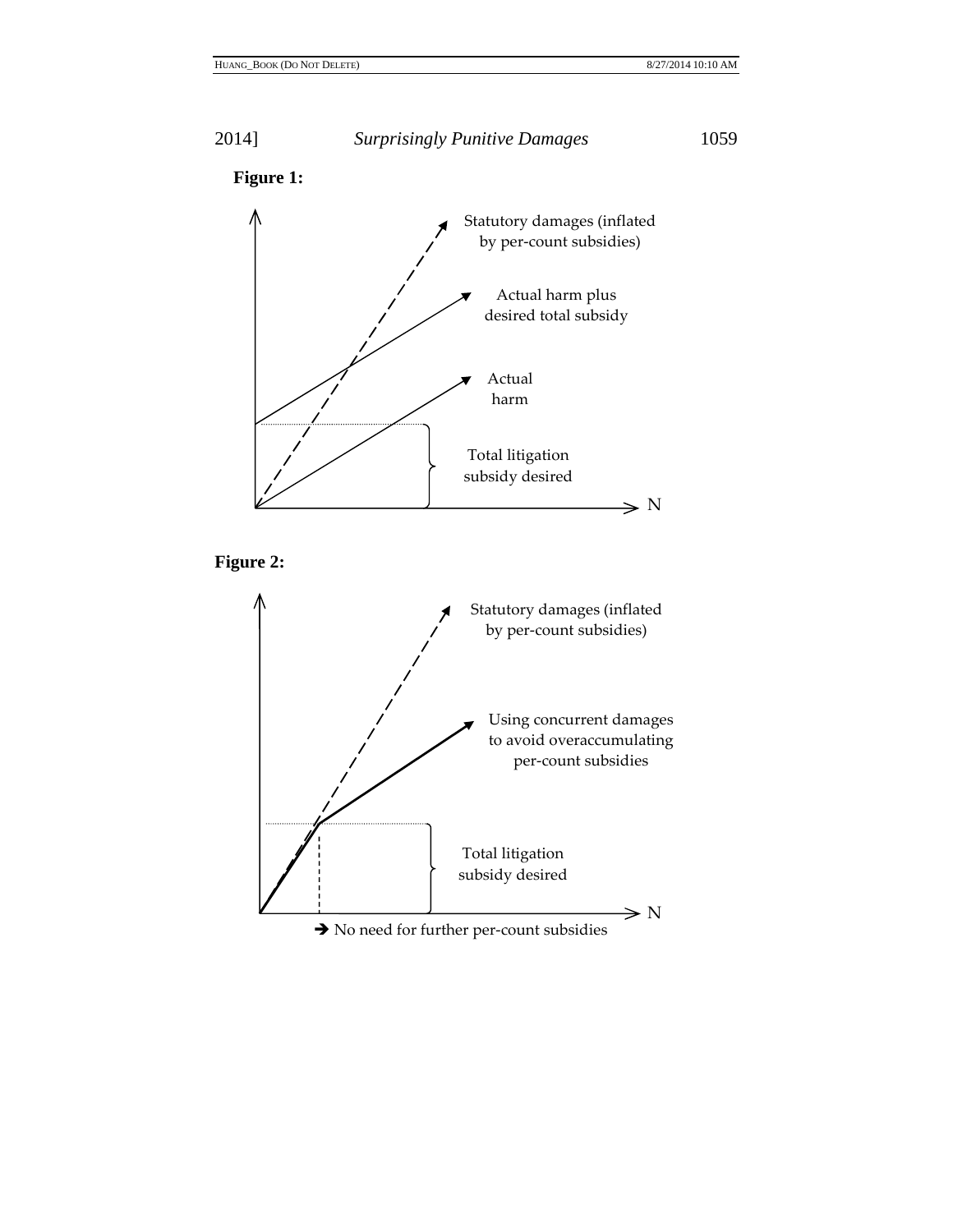**Figure 1:**

Statutory damages (inflated by per-count subsidies)

Actual harm plus desired total subsidy

Actual harm

Total litigation subsidy desired

N

**Figure 2:**

Statutory damages (inflated by per-count subsidies)

Using concurrent damages to avoid overaccumulating per-count subsidies

Total litigation subsidy desired

N

➔ No need for further per-count subsidies